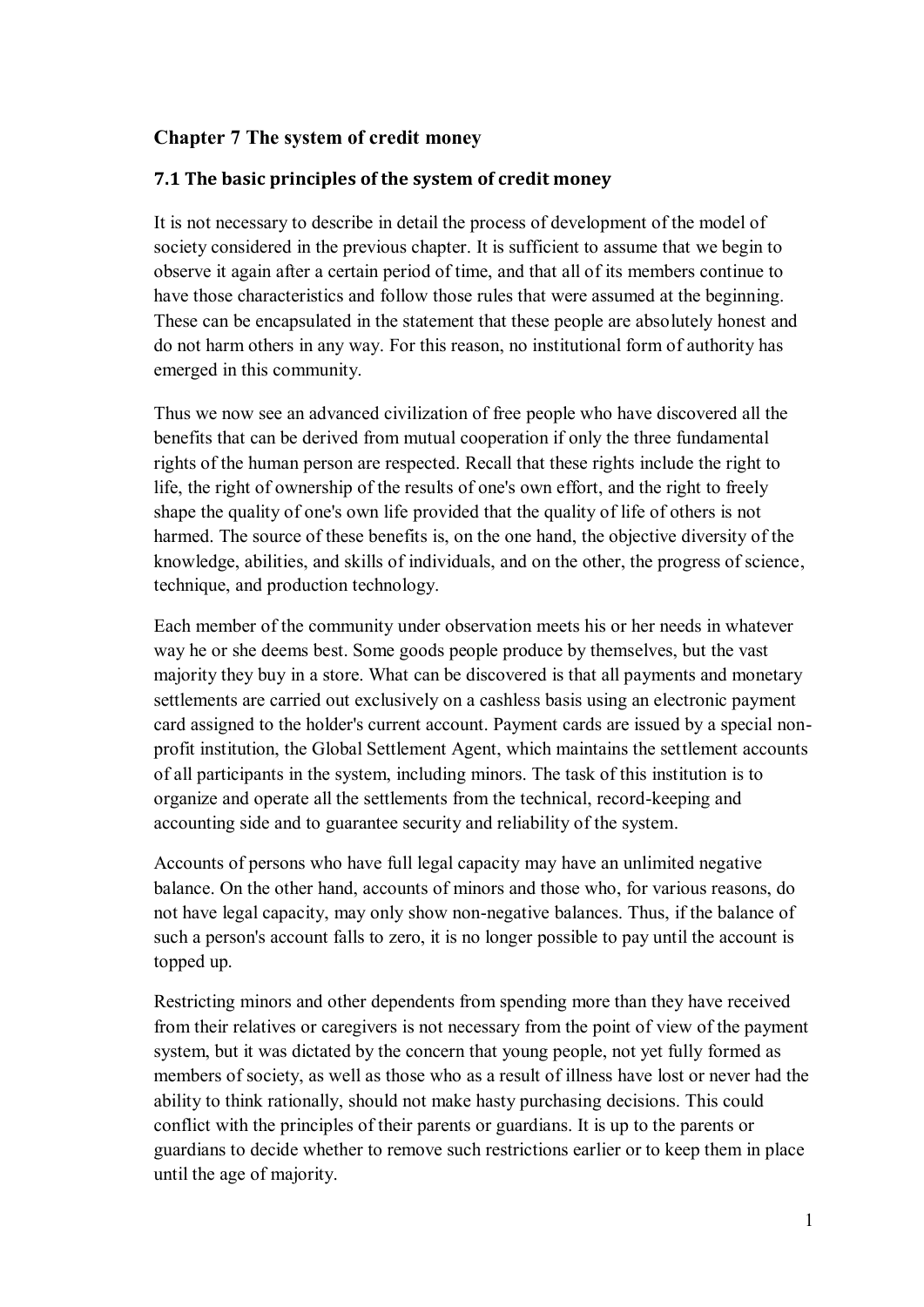## Chapter 7 The system of credit money

### 7.1 The basic principles of the system of credit money

It is not necessary to describe in detail the process of development of the model of society considered in the previous chapter. It is sufficient to assume that we begin to observe it again after a certain period of time, and that all of its members continue to have those characteristics and follow those rules that were assumed at the beginning. These can be encapsulated in the statement that these people are absolutely honest and do not harm others in any way. For this reason, no institutional form of authority has emerged in this community.

Thus we now see an advanced civilization of free people who have discovered all the benefits that can be derived from mutual cooperation if only the three fundamental rights of the human person are respected. Recall that these rights include the right to life, the right of ownership of the results of one's own effort, and the right to freely shape the quality of one's own life provided that the quality of life of others is not harmed. The source of these benefits is, on the one hand, the objective diversity of the knowledge, abilities, and skills of individuals, and on the other, the progress of science, technique, and production technology.

Each member of the community under observation meets his or her needs in whatever way he or she deems best. Some goods people produce by themselves, but the vast majority they buy in a store. What can be discovered is that all payments and monetary settlements are carried out exclusively on a cashless basis using an electronic payment card assigned to the holder's current account. Payment cards are issued by a special non-profit institution, the Global Settlement Agent, which maintains the settlement accounts of all participants in the system, including minors. The task of this institution is to organize and operate all the settlements from the technical, record-keeping and accounting side and to guarantee security and reliability of the system.

Accounts of persons who have full legal capacity may have an unlimited negative balance. On the other hand, accounts of minors and those who, for various reasons, do not have legal capacity, may only show non-negative balances. Thus, if the balance of such a person's account falls to zero, it is no longer possible to pay until the account is topped up.

Restricting minors and other dependents from spending more than they have received from their relatives or caregivers is not necessary from the point of view of the payment system, but it was dictated by the concern that young people, not yet fully formed as members of society, as well as those who as a result of illness have lost or never had the ability to think rationally, should not make hasty purchasing decisions. This could conflict with the principles of their parents or guardians. It is up to the parents or guardians to decide whether to remove such restrictions earlier or to keep them in place until the age of majority.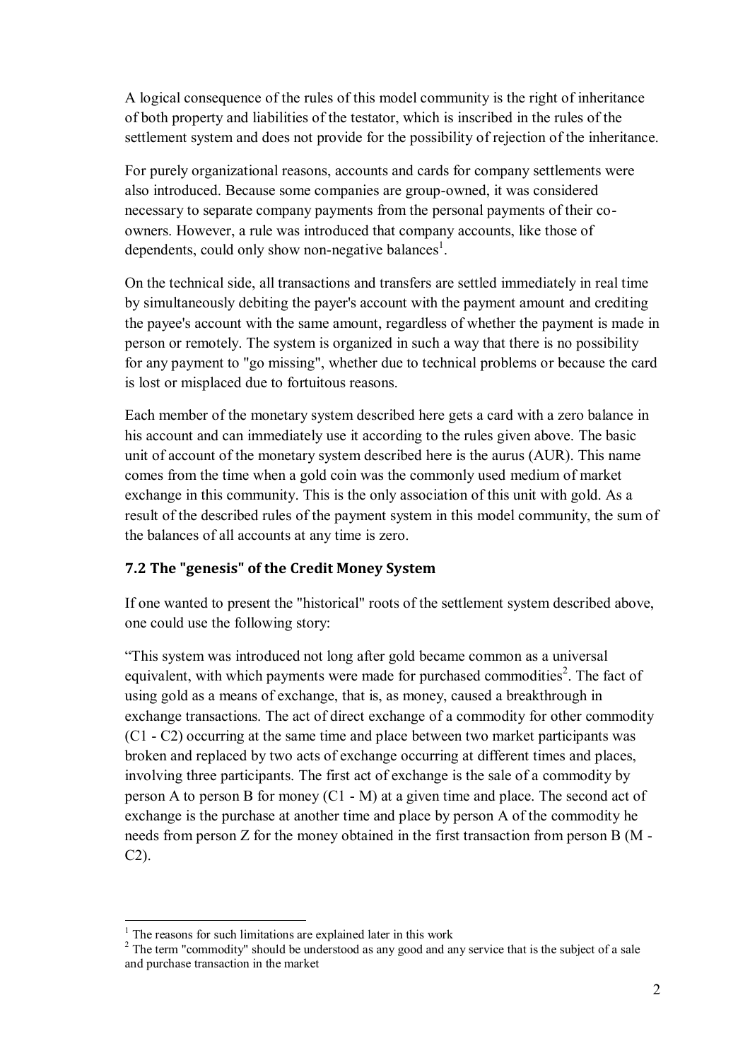A logical consequence of the rules of this model community is the right of inheritance of both property and liabilities of the testator, which is inscribed in the rules of the settlement system and does not provide for the possibility of rejection of the inheritance.

For purely organizational reasons, accounts and cards for company settlements were also introduced. Because some companies are group-owned, it was considered necessary to separate company payments from the personal payments of their co-owners. However, a rule was introduced that company accounts, like those of dependents, could only show non-negative balances[1].

On the technical side, all transactions and transfers are settled immediately in real time by simultaneously debiting the payer's account with the payment amount and crediting the payee's account with the same amount, regardless of whether the payment is made in person or remotely. The system is organized in such a way that there is no possibility for any payment to "go missing", whether due to technical problems or because the card is lost or misplaced due to fortuitous reasons.

Each member of the monetary system described here gets a card with a zero balance in his account and can immediately use it according to the rules given above. The basic unit of account of the monetary system described here is the aurus (AUR). This name comes from the time when a gold coin was the commonly used medium of market exchange in this community. This is the only association of this unit with gold. As a result of the described rules of the payment system in this model community, the sum of the balances of all accounts at any time is zero.

### 7.2 The "genesis" of the Credit Money System

If one wanted to present the "historical" roots of the settlement system described above, one could use the following story:

"This system was introduced not long after gold became common as a universal equivalent, with which payments were made for purchased commodities[2]. The fact of using gold as a means of exchange, that is, as money, caused a breakthrough in exchange transactions. The act of direct exchange of a commodity for other commodity (C1 - C2) occurring at the same time and place between two market participants was broken and replaced by two acts of exchange occurring at different times and places, involving three participants. The first act of exchange is the sale of a commodity by person A to person B for money (C1 - M) at a given time and place. The second act of exchange is the purchase at another time and place by person A of the commodity he needs from person Z for the money obtained in the first transaction from person B (M - C2).

---

[1] The reasons for such limitations are explained later in this work

[2] The term "commodity" should be understood as any good and any service that is the subject of a sale and purchase transaction in the market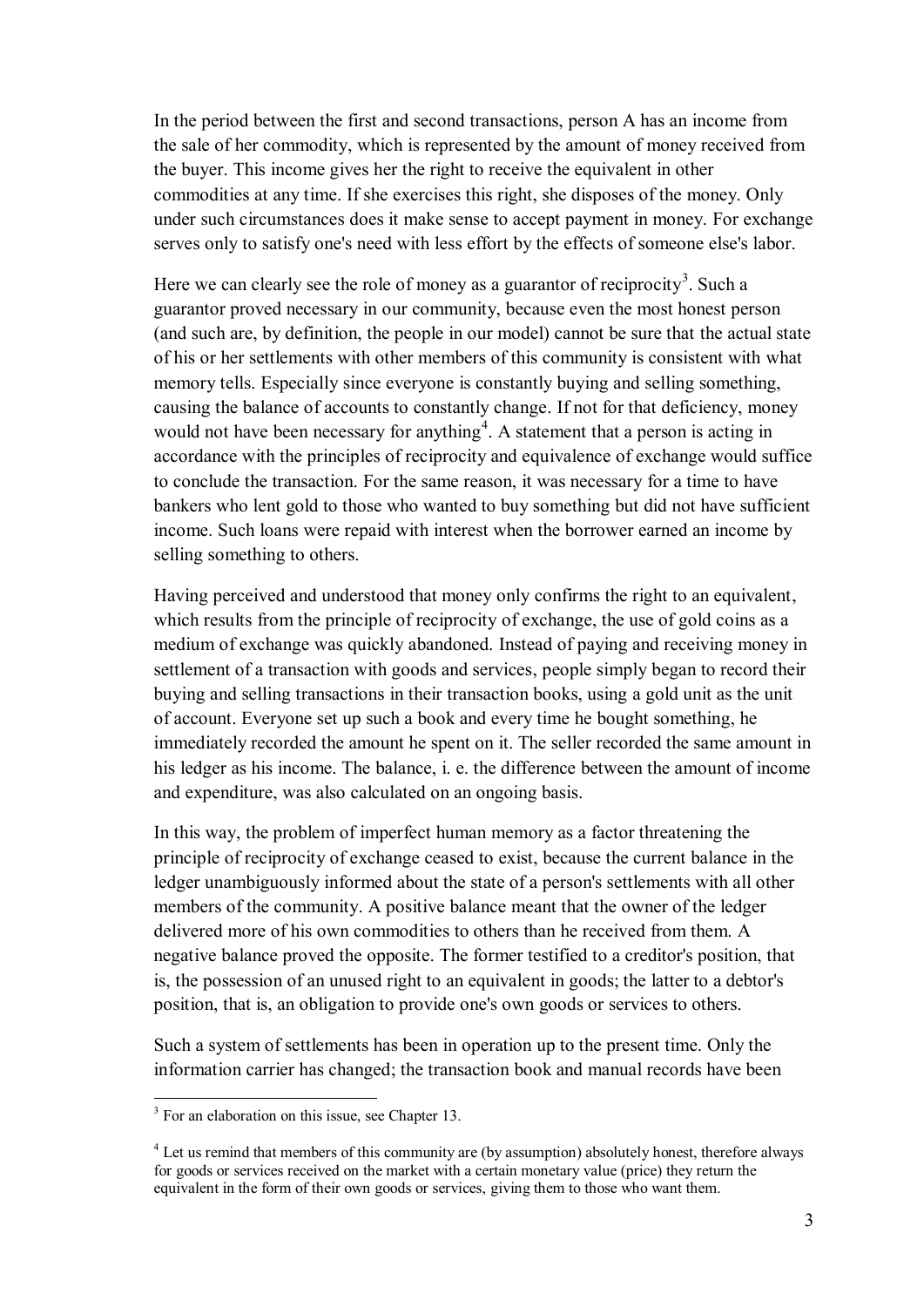In the period between the first and second transactions, person A has an income from the sale of her commodity, which is represented by the amount of money received from the buyer. This income gives her the right to receive the equivalent in other commodities at any time. If she exercises this right, she disposes of the money. Only under such circumstances does it make sense to accept payment in money. For exchange serves only to satisfy one's need with less effort by the effects of someone else's labor.

Here we can clearly see the role of money as a guarantor of reciprocity[3]. Such a guarantor proved necessary in our community, because even the most honest person (and such are, by definition, the people in our model) cannot be sure that the actual state of his or her settlements with other members of this community is consistent with what memory tells. Especially since everyone is constantly buying and selling something, causing the balance of accounts to constantly change. If not for that deficiency, money would not have been necessary for anything[4]. A statement that a person is acting in accordance with the principles of reciprocity and equivalence of exchange would suffice to conclude the transaction. For the same reason, it was necessary for a time to have bankers who lent gold to those who wanted to buy something but did not have sufficient income. Such loans were repaid with interest when the borrower earned an income by selling something to others.

Having perceived and understood that money only confirms the right to an equivalent, which results from the principle of reciprocity of exchange, the use of gold coins as a medium of exchange was quickly abandoned. Instead of paying and receiving money in settlement of a transaction with goods and services, people simply began to record their buying and selling transactions in their transaction books, using a gold unit as the unit of account. Everyone set up such a book and every time he bought something, he immediately recorded the amount he spent on it. The seller recorded the same amount in his ledger as his income. The balance, i. e. the difference between the amount of income and expenditure, was also calculated on an ongoing basis.

In this way, the problem of imperfect human memory as a factor threatening the principle of reciprocity of exchange ceased to exist, because the current balance in the ledger unambiguously informed about the state of a person's settlements with all other members of the community. A positive balance meant that the owner of the ledger delivered more of his own commodities to others than he received from them. A negative balance proved the opposite. The former testified to a creditor's position, that is, the possession of an unused right to an equivalent in goods; the latter to a debtor's position, that is, an obligation to provide one's own goods or services to others.

Such a system of settlements has been in operation up to the present time. Only the information carrier has changed; the transaction book and manual records have been

---

[3] For an elaboration on this issue, see Chapter 13.

[4] Let us remind that members of this community are (by assumption) absolutely honest, therefore always for goods or services received on the market with a certain monetary value (price) they return the equivalent in the form of their own goods or services, giving them to those who want them.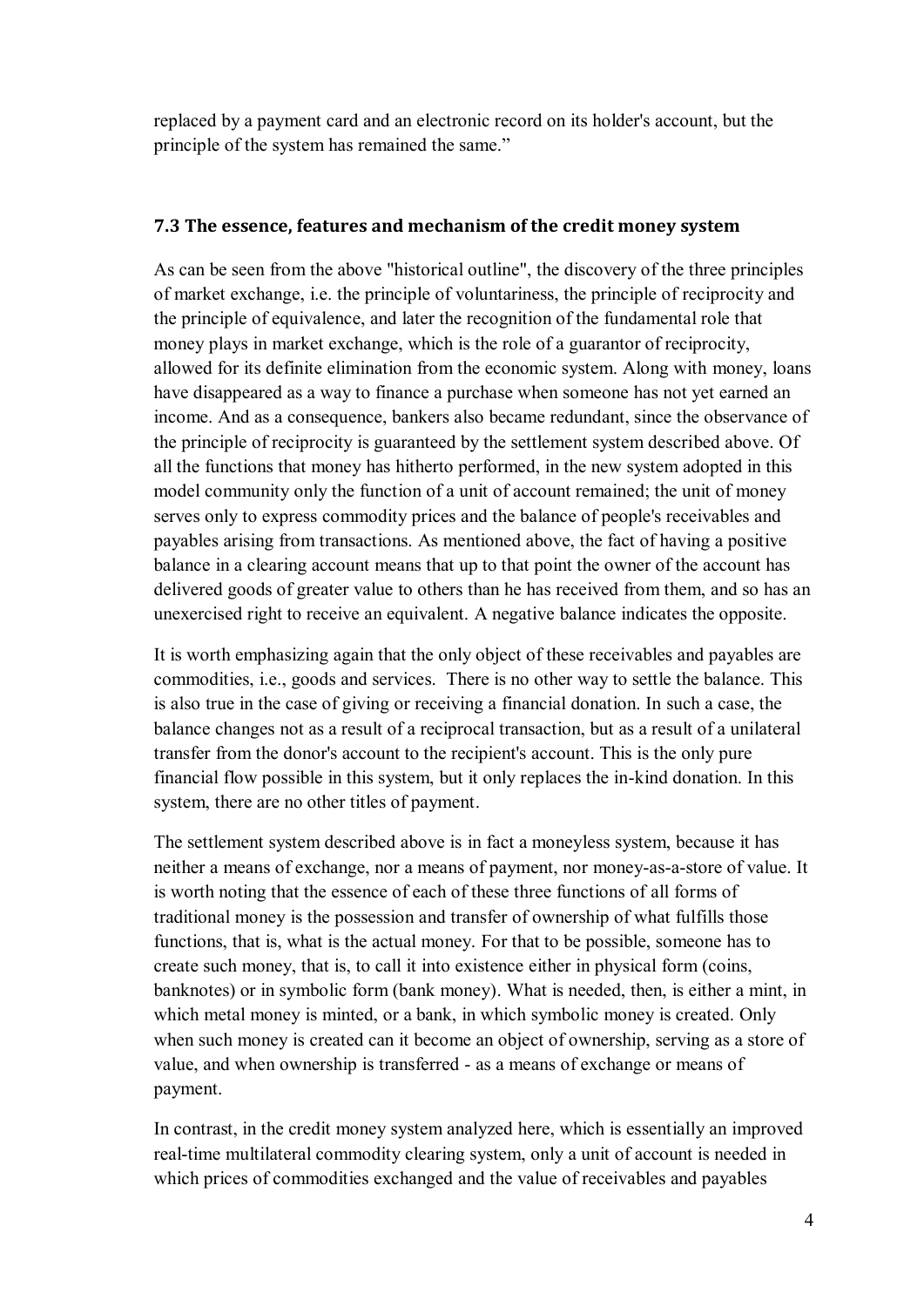replaced by a payment card and an electronic record on its holder's account, but the principle of the system has remained the same."

### 7.3 The essence, features and mechanism of the credit money system

As can be seen from the above "historical outline", the discovery of the three principles of market exchange, i.e. the principle of voluntariness, the principle of reciprocity and the principle of equivalence, and later the recognition of the fundamental role that money plays in market exchange, which is the role of a guarantor of reciprocity, allowed for its definite elimination from the economic system. Along with money, loans have disappeared as a way to finance a purchase when someone has not yet earned an income. And as a consequence, bankers also became redundant, since the observance of the principle of reciprocity is guaranteed by the settlement system described above. Of all the functions that money has hitherto performed, in the new system adopted in this model community only the function of a unit of account remained; the unit of money serves only to express commodity prices and the balance of people's receivables and payables arising from transactions. As mentioned above, the fact of having a positive balance in a clearing account means that up to that point the owner of the account has delivered goods of greater value to others than he has received from them, and so has an unexercised right to receive an equivalent. A negative balance indicates the opposite.

It is worth emphasizing again that the only object of these receivables and payables are commodities, i.e., goods and services. There is no other way to settle the balance. This is also true in the case of giving or receiving a financial donation. In such a case, the balance changes not as a result of a reciprocal transaction, but as a result of a unilateral transfer from the donor's account to the recipient's account. This is the only pure financial flow possible in this system, but it only replaces the in-kind donation. In this system, there are no other titles of payment.

The settlement system described above is in fact a moneyless system, because it has neither a means of exchange, nor a means of payment, nor money-as-a-store of value. It is worth noting that the essence of each of these three functions of all forms of traditional money is the possession and transfer of ownership of what fulfills those functions, that is, what is the actual money. For that to be possible, someone has to create such money, that is, to call it into existence either in physical form (coins, banknotes) or in symbolic form (bank money). What is needed, then, is either a mint, in which metal money is minted, or a bank, in which symbolic money is created. Only when such money is created can it become an object of ownership, serving as a store of value, and when ownership is transferred - as a means of exchange or means of payment.

In contrast, in the credit money system analyzed here, which is essentially an improved real-time multilateral commodity clearing system, only a unit of account is needed in which prices of commodities exchanged and the value of receivables and payables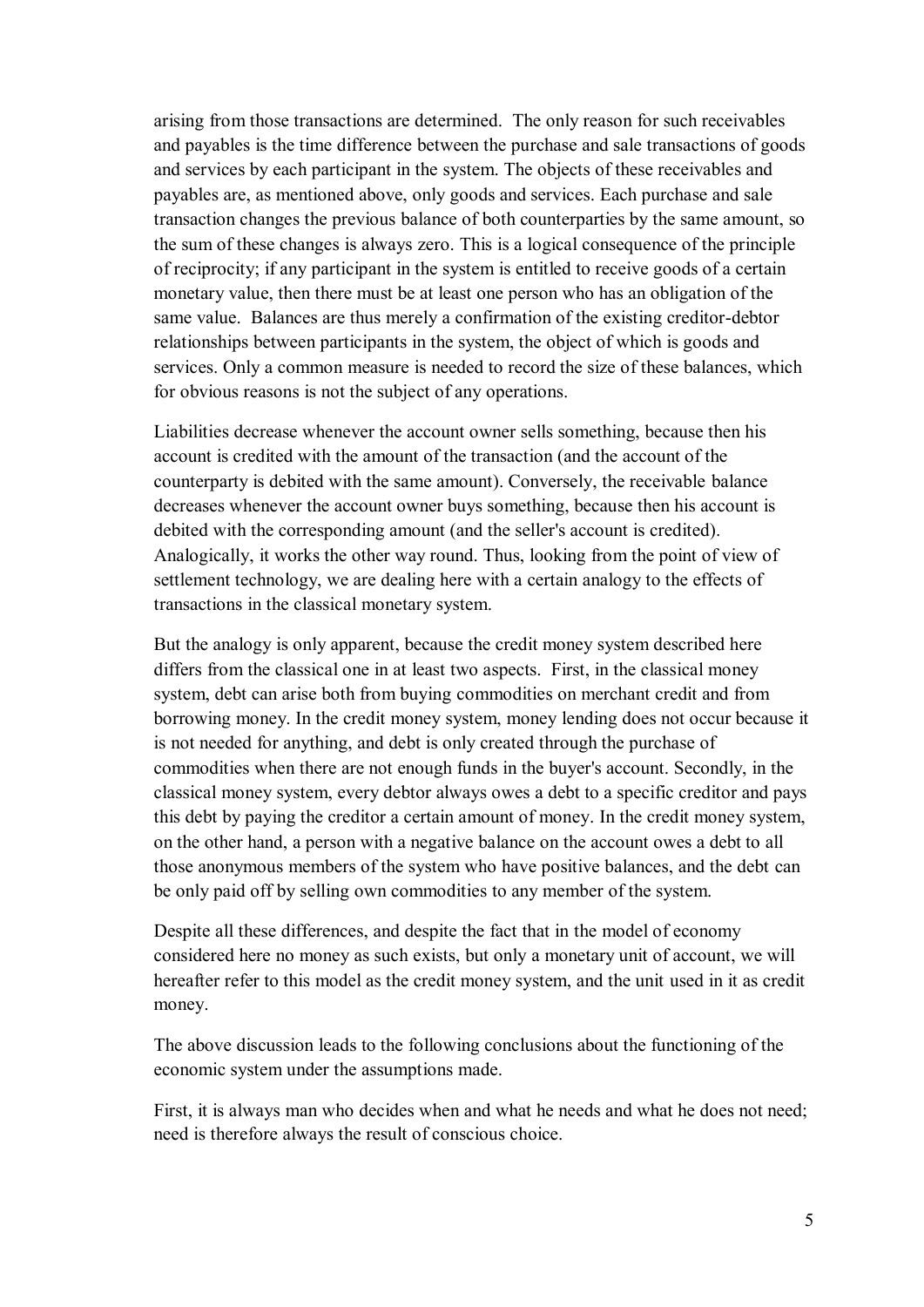arising from those transactions are determined. The only reason for such receivables and payables is the time difference between the purchase and sale transactions of goods and services by each participant in the system. The objects of these receivables and payables are, as mentioned above, only goods and services. Each purchase and sale transaction changes the previous balance of both counterparties by the same amount, so the sum of these changes is always zero. This is a logical consequence of the principle of reciprocity; if any participant in the system is entitled to receive goods of a certain monetary value, then there must be at least one person who has an obligation of the same value. Balances are thus merely a confirmation of the existing creditor-debtor relationships between participants in the system, the object of which is goods and services. Only a common measure is needed to record the size of these balances, which for obvious reasons is not the subject of any operations.

Liabilities decrease whenever the account owner sells something, because then his account is credited with the amount of the transaction (and the account of the counterparty is debited with the same amount). Conversely, the receivable balance decreases whenever the account owner buys something, because then his account is debited with the corresponding amount (and the seller's account is credited). Analogically, it works the other way round. Thus, looking from the point of view of settlement technology, we are dealing here with a certain analogy to the effects of transactions in the classical monetary system.

But the analogy is only apparent, because the credit money system described here differs from the classical one in at least two aspects. First, in the classical money system, debt can arise both from buying commodities on merchant credit and from borrowing money. In the credit money system, money lending does not occur because it is not needed for anything, and debt is only created through the purchase of commodities when there are not enough funds in the buyer's account. Secondly, in the classical money system, every debtor always owes a debt to a specific creditor and pays this debt by paying the creditor a certain amount of money. In the credit money system, on the other hand, a person with a negative balance on the account owes a debt to all those anonymous members of the system who have positive balances, and the debt can be only paid off by selling own commodities to any member of the system.

Despite all these differences, and despite the fact that in the model of economy considered here no money as such exists, but only a monetary unit of account, we will hereafter refer to this model as the credit money system, and the unit used in it as credit money.

The above discussion leads to the following conclusions about the functioning of the economic system under the assumptions made.

First, it is always man who decides when and what he needs and what he does not need; need is therefore always the result of conscious choice.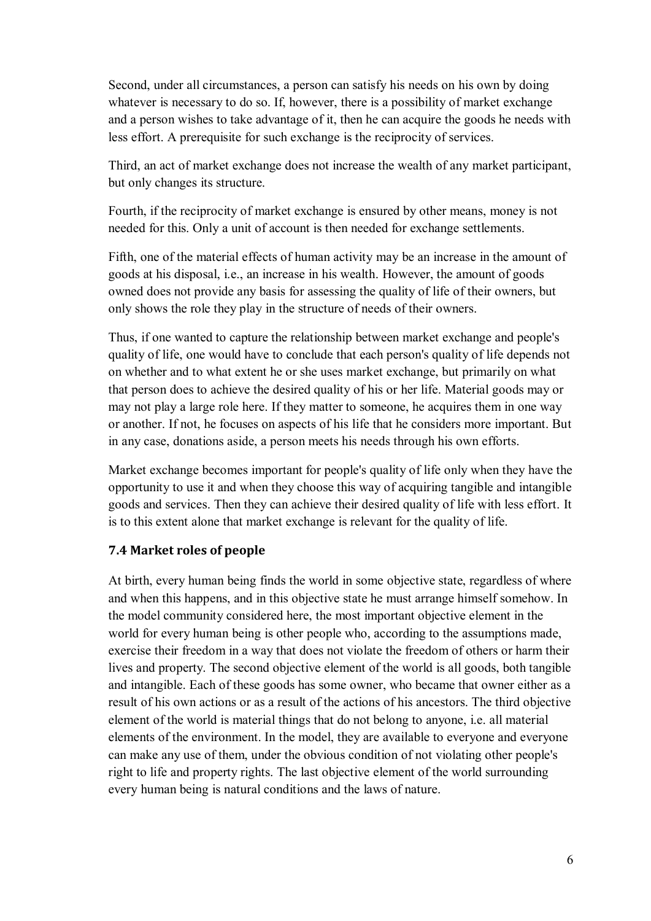Second, under all circumstances, a person can satisfy his needs on his own by doing whatever is necessary to do so. If, however, there is a possibility of market exchange and a person wishes to take advantage of it, then he can acquire the goods he needs with less effort. A prerequisite for such exchange is the reciprocity of services.

Third, an act of market exchange does not increase the wealth of any market participant, but only changes its structure.

Fourth, if the reciprocity of market exchange is ensured by other means, money is not needed for this. Only a unit of account is then needed for exchange settlements.

Fifth, one of the material effects of human activity may be an increase in the amount of goods at his disposal, i.e., an increase in his wealth. However, the amount of goods owned does not provide any basis for assessing the quality of life of their owners, but only shows the role they play in the structure of needs of their owners.

Thus, if one wanted to capture the relationship between market exchange and people's quality of life, one would have to conclude that each person's quality of life depends not on whether and to what extent he or she uses market exchange, but primarily on what that person does to achieve the desired quality of his or her life. Material goods may or may not play a large role here. If they matter to someone, he acquires them in one way or another. If not, he focuses on aspects of his life that he considers more important. But in any case, donations aside, a person meets his needs through his own efforts.

Market exchange becomes important for people's quality of life only when they have the opportunity to use it and when they choose this way of acquiring tangible and intangible goods and services. Then they can achieve their desired quality of life with less effort. It is to this extent alone that market exchange is relevant for the quality of life.

### 7.4 Market roles of people

At birth, every human being finds the world in some objective state, regardless of where and when this happens, and in this objective state he must arrange himself somehow. In the model community considered here, the most important objective element in the world for every human being is other people who, according to the assumptions made, exercise their freedom in a way that does not violate the freedom of others or harm their lives and property. The second objective element of the world is all goods, both tangible and intangible. Each of these goods has some owner, who became that owner either as a result of his own actions or as a result of the actions of his ancestors. The third objective element of the world is material things that do not belong to anyone, i.e. all material elements of the environment. In the model, they are available to everyone and everyone can make any use of them, under the obvious condition of not violating other people's right to life and property rights. The last objective element of the world surrounding every human being is natural conditions and the laws of nature.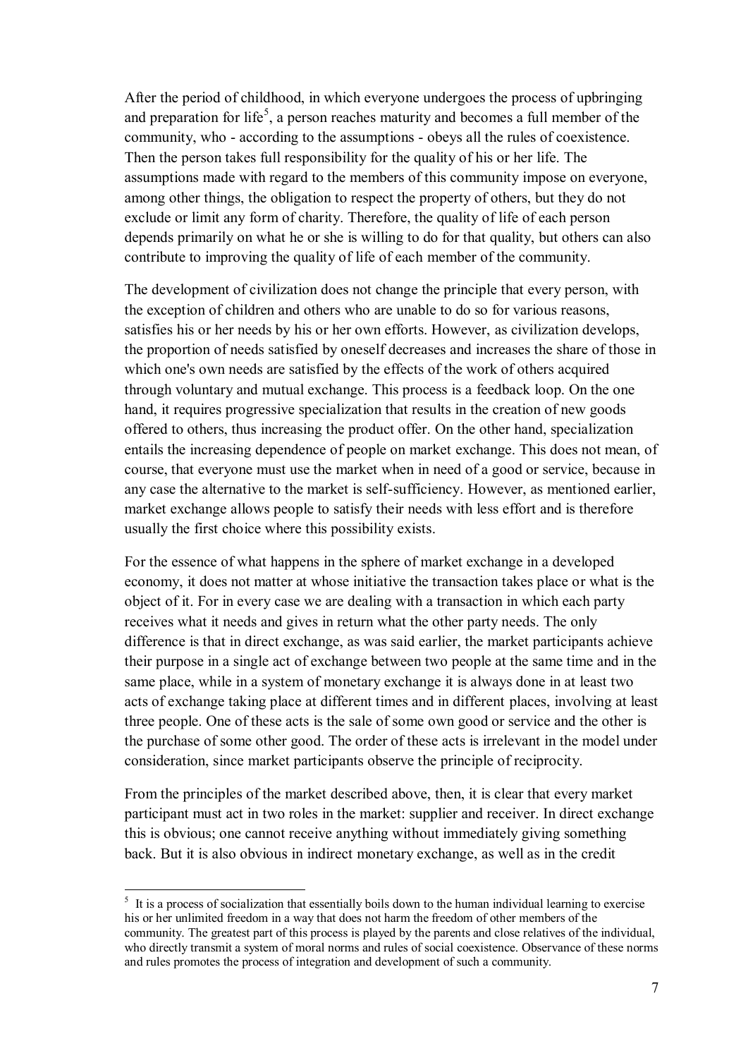After the period of childhood, in which everyone undergoes the process of upbringing and preparation for life[5], a person reaches maturity and becomes a full member of the community, who - according to the assumptions - obeys all the rules of coexistence. Then the person takes full responsibility for the quality of his or her life. The assumptions made with regard to the members of this community impose on everyone, among other things, the obligation to respect the property of others, but they do not exclude or limit any form of charity. Therefore, the quality of life of each person depends primarily on what he or she is willing to do for that quality, but others can also contribute to improving the quality of life of each member of the community.

The development of civilization does not change the principle that every person, with the exception of children and others who are unable to do so for various reasons, satisfies his or her needs by his or her own efforts. However, as civilization develops, the proportion of needs satisfied by oneself decreases and increases the share of those in which one's own needs are satisfied by the effects of the work of others acquired through voluntary and mutual exchange. This process is a feedback loop. On the one hand, it requires progressive specialization that results in the creation of new goods offered to others, thus increasing the product offer. On the other hand, specialization entails the increasing dependence of people on market exchange. This does not mean, of course, that everyone must use the market when in need of a good or service, because in any case the alternative to the market is self-sufficiency. However, as mentioned earlier, market exchange allows people to satisfy their needs with less effort and is therefore usually the first choice where this possibility exists.

For the essence of what happens in the sphere of market exchange in a developed economy, it does not matter at whose initiative the transaction takes place or what is the object of it. For in every case we are dealing with a transaction in which each party receives what it needs and gives in return what the other party needs. The only difference is that in direct exchange, as was said earlier, the market participants achieve their purpose in a single act of exchange between two people at the same time and in the same place, while in a system of monetary exchange it is always done in at least two acts of exchange taking place at different times and in different places, involving at least three people. One of these acts is the sale of some own good or service and the other is the purchase of some other good. The order of these acts is irrelevant in the model under consideration, since market participants observe the principle of reciprocity.

From the principles of the market described above, then, it is clear that every market participant must act in two roles in the market: supplier and receiver. In direct exchange this is obvious; one cannot receive anything without immediately giving something back. But it is also obvious in indirect monetary exchange, as well as in the credit

[5] It is a process of socialization that essentially boils down to the human individual learning to exercise his or her unlimited freedom in a way that does not harm the freedom of other members of the community. The greatest part of this process is played by the parents and close relatives of the individual, who directly transmit a system of moral norms and rules of social coexistence. Observance of these norms and rules promotes the process of integration and development of such a community.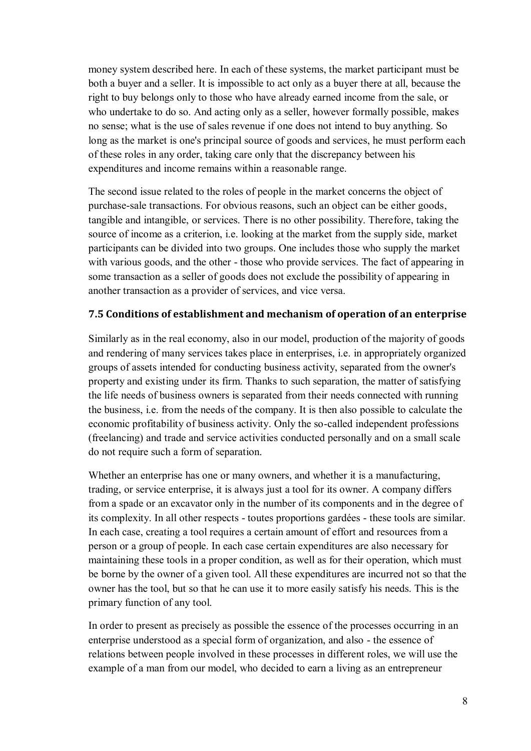money system described here. In each of these systems, the market participant must be both a buyer and a seller. It is impossible to act only as a buyer there at all, because the right to buy belongs only to those who have already earned income from the sale, or who undertake to do so. And acting only as a seller, however formally possible, makes no sense; what is the use of sales revenue if one does not intend to buy anything. So long as the market is one's principal source of goods and services, he must perform each of these roles in any order, taking care only that the discrepancy between his expenditures and income remains within a reasonable range.

The second issue related to the roles of people in the market concerns the object of purchase-sale transactions. For obvious reasons, such an object can be either goods, tangible and intangible, or services. There is no other possibility. Therefore, taking the source of income as a criterion, i.e. looking at the market from the supply side, market participants can be divided into two groups. One includes those who supply the market with various goods, and the other - those who provide services. The fact of appearing in some transaction as a seller of goods does not exclude the possibility of appearing in another transaction as a provider of services, and vice versa.

### 7.5 Conditions of establishment and mechanism of operation of an enterprise

Similarly as in the real economy, also in our model, production of the majority of goods and rendering of many services takes place in enterprises, i.e. in appropriately organized groups of assets intended for conducting business activity, separated from the owner's property and existing under its firm. Thanks to such separation, the matter of satisfying the life needs of business owners is separated from their needs connected with running the business, i.e. from the needs of the company. It is then also possible to calculate the economic profitability of business activity. Only the so-called independent professions (freelancing) and trade and service activities conducted personally and on a small scale do not require such a form of separation.

Whether an enterprise has one or many owners, and whether it is a manufacturing, trading, or service enterprise, it is always just a tool for its owner. A company differs from a spade or an excavator only in the number of its components and in the degree of its complexity. In all other respects - toutes proportions gardées - these tools are similar. In each case, creating a tool requires a certain amount of effort and resources from a person or a group of people. In each case certain expenditures are also necessary for maintaining these tools in a proper condition, as well as for their operation, which must be borne by the owner of a given tool. All these expenditures are incurred not so that the owner has the tool, but so that he can use it to more easily satisfy his needs. This is the primary function of any tool.

In order to present as precisely as possible the essence of the processes occurring in an enterprise understood as a special form of organization, and also - the essence of relations between people involved in these processes in different roles, we will use the example of a man from our model, who decided to earn a living as an entrepreneur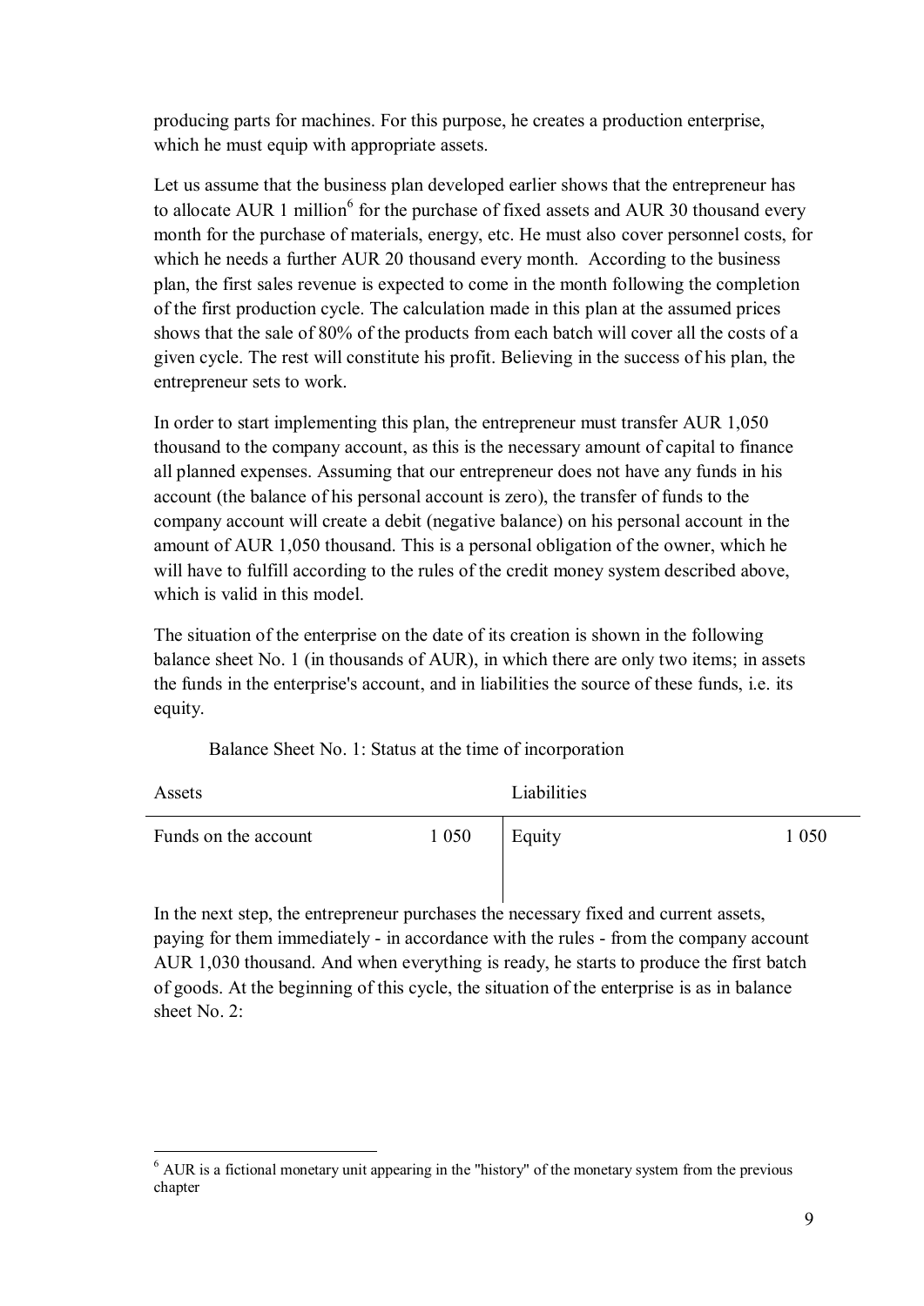producing parts for machines. For this purpose, he creates a production enterprise, which he must equip with appropriate assets.

Let us assume that the business plan developed earlier shows that the entrepreneur has to allocate AUR 1 million[6] for the purchase of fixed assets and AUR 30 thousand every month for the purchase of materials, energy, etc. He must also cover personnel costs, for which he needs a further AUR 20 thousand every month. According to the business plan, the first sales revenue is expected to come in the month following the completion of the first production cycle. The calculation made in this plan at the assumed prices shows that the sale of 80% of the products from each batch will cover all the costs of a given cycle. The rest will constitute his profit. Believing in the success of his plan, the entrepreneur sets to work.

In order to start implementing this plan, the entrepreneur must transfer AUR 1,050 thousand to the company account, as this is the necessary amount of capital to finance all planned expenses. Assuming that our entrepreneur does not have any funds in his account (the balance of his personal account is zero), the transfer of funds to the company account will create a debit (negative balance) on his personal account in the amount of AUR 1,050 thousand. This is a personal obligation of the owner, which he will have to fulfill according to the rules of the credit money system described above, which is valid in this model.

The situation of the enterprise on the date of its creation is shown in the following balance sheet No. 1 (in thousands of AUR), in which there are only two items; in assets the funds in the enterprise's account, and in liabilities the source of these funds, i.e. its equity.

Balance Sheet No. 1: Status at the time of incorporation

| Assets | | Liabilities | |
|---|---|---|---|
| Funds on the account | 1 050 | Equity | 1 050 |

In the next step, the entrepreneur purchases the necessary fixed and current assets, paying for them immediately - in accordance with the rules - from the company account AUR 1,030 thousand. And when everything is ready, he starts to produce the first batch of goods. At the beginning of this cycle, the situation of the enterprise is as in balance sheet No. 2:

[6] AUR is a fictional monetary unit appearing in the "history" of the monetary system from the previous chapter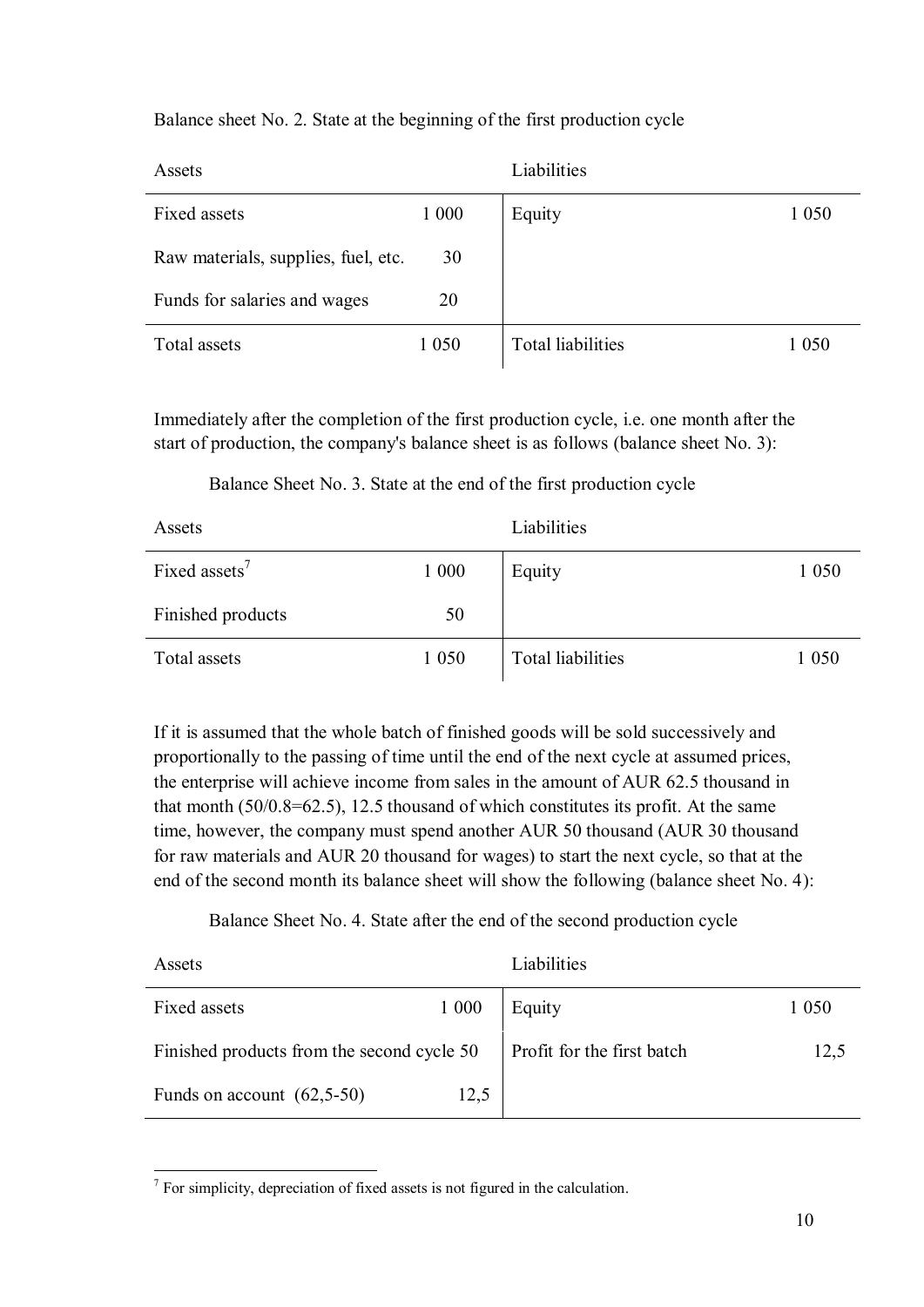Balance sheet No. 2. State at the beginning of the first production cycle

| Assets | | Liabilities | |
|---|---|---|---|
| Fixed assets | 1 000 | Equity | 1 050 |
| Raw materials, supplies, fuel, etc. | 30 | | |
| Funds for salaries and wages | 20 | | |
| Total assets | 1 050 | Total liabilities | 1 050 |

Immediately after the completion of the first production cycle, i.e. one month after the start of production, the company's balance sheet is as follows (balance sheet No. 3):

Balance Sheet No. 3. State at the end of the first production cycle

| Assets | | Liabilities | |
|---|---|---|---|
| Fixed assets[7] | 1 000 | Equity | 1 050 |
| Finished products | 50 | | |
| Total assets | 1 050 | Total liabilities | 1 050 |

If it is assumed that the whole batch of finished goods will be sold successively and proportionally to the passing of time until the end of the next cycle at assumed prices, the enterprise will achieve income from sales in the amount of AUR 62.5 thousand in that month (50/0.8=62.5), 12.5 thousand of which constitutes its profit. At the same time, however, the company must spend another AUR 50 thousand (AUR 30 thousand for raw materials and AUR 20 thousand for wages) to start the next cycle, so that at the end of the second month its balance sheet will show the following (balance sheet No. 4):

Balance Sheet No. 4. State after the end of the second production cycle

| Assets | | Liabilities | |
|---|---|---|---|
| Fixed assets | 1 000 | Equity | 1 050 |
| Finished products from the second cycle | 50 | Profit for the first batch | 12,5 |
| Funds on account (62,5-50) | 12,5 | | |

[7] For simplicity, depreciation of fixed assets is not figured in the calculation.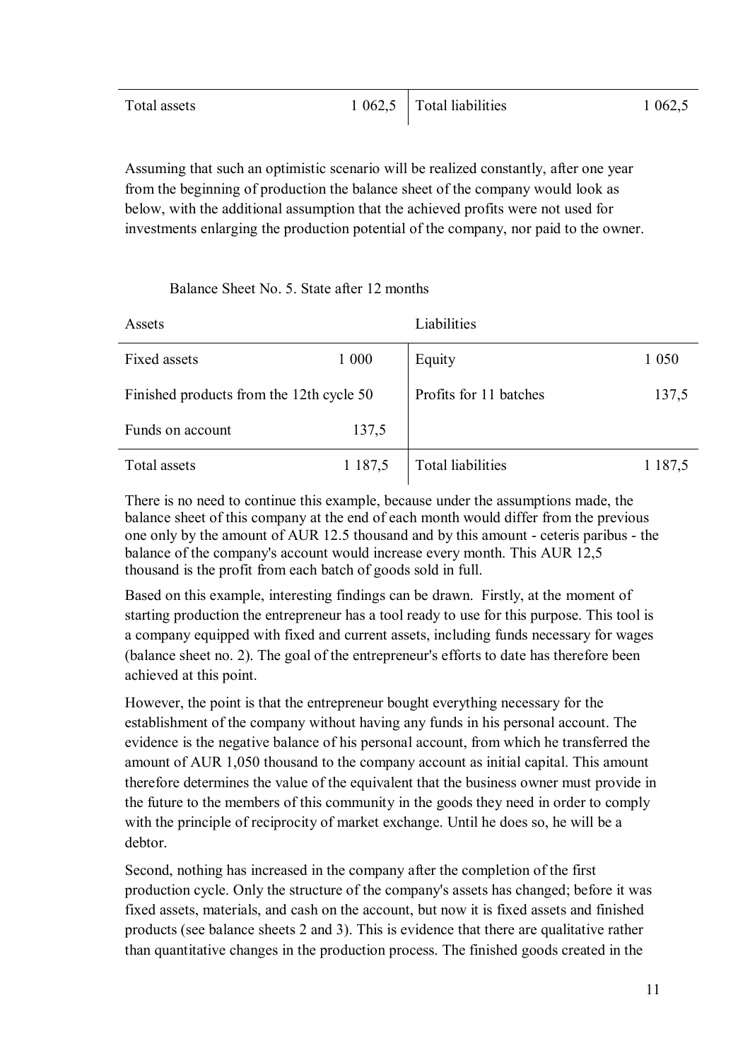| Total assets | 1 062,5 | Total liabilities | 1 062,5 |
|---|---|---|---|

Assuming that such an optimistic scenario will be realized constantly, after one year from the beginning of production the balance sheet of the company would look as below, with the additional assumption that the achieved profits were not used for investments enlarging the production potential of the company, nor paid to the owner.

Balance Sheet No. 5. State after 12 months

| Assets | | Liabilities | |
|---|---|---|---|
| Fixed assets | 1 000 | Equity | 1 050 |
| Finished products from the 12th cycle | 50 | Profits for 11 batches | 137,5 |
| Funds on account | 137,5 | | |
| Total assets | 1 187,5 | Total liabilities | 1 187,5 |

There is no need to continue this example, because under the assumptions made, the balance sheet of this company at the end of each month would differ from the previous one only by the amount of AUR 12.5 thousand and by this amount - ceteris paribus - the balance of the company's account would increase every month. This AUR 12,5 thousand is the profit from each batch of goods sold in full.

Based on this example, interesting findings can be drawn. Firstly, at the moment of starting production the entrepreneur has a tool ready to use for this purpose. This tool is a company equipped with fixed and current assets, including funds necessary for wages (balance sheet no. 2). The goal of the entrepreneur's efforts to date has therefore been achieved at this point.

However, the point is that the entrepreneur bought everything necessary for the establishment of the company without having any funds in his personal account. The evidence is the negative balance of his personal account, from which he transferred the amount of AUR 1,050 thousand to the company account as initial capital. This amount therefore determines the value of the equivalent that the business owner must provide in the future to the members of this community in the goods they need in order to comply with the principle of reciprocity of market exchange. Until he does so, he will be a debtor.

Second, nothing has increased in the company after the completion of the first production cycle. Only the structure of the company's assets has changed; before it was fixed assets, materials, and cash on the account, but now it is fixed assets and finished products (see balance sheets 2 and 3). This is evidence that there are qualitative rather than quantitative changes in the production process. The finished goods created in the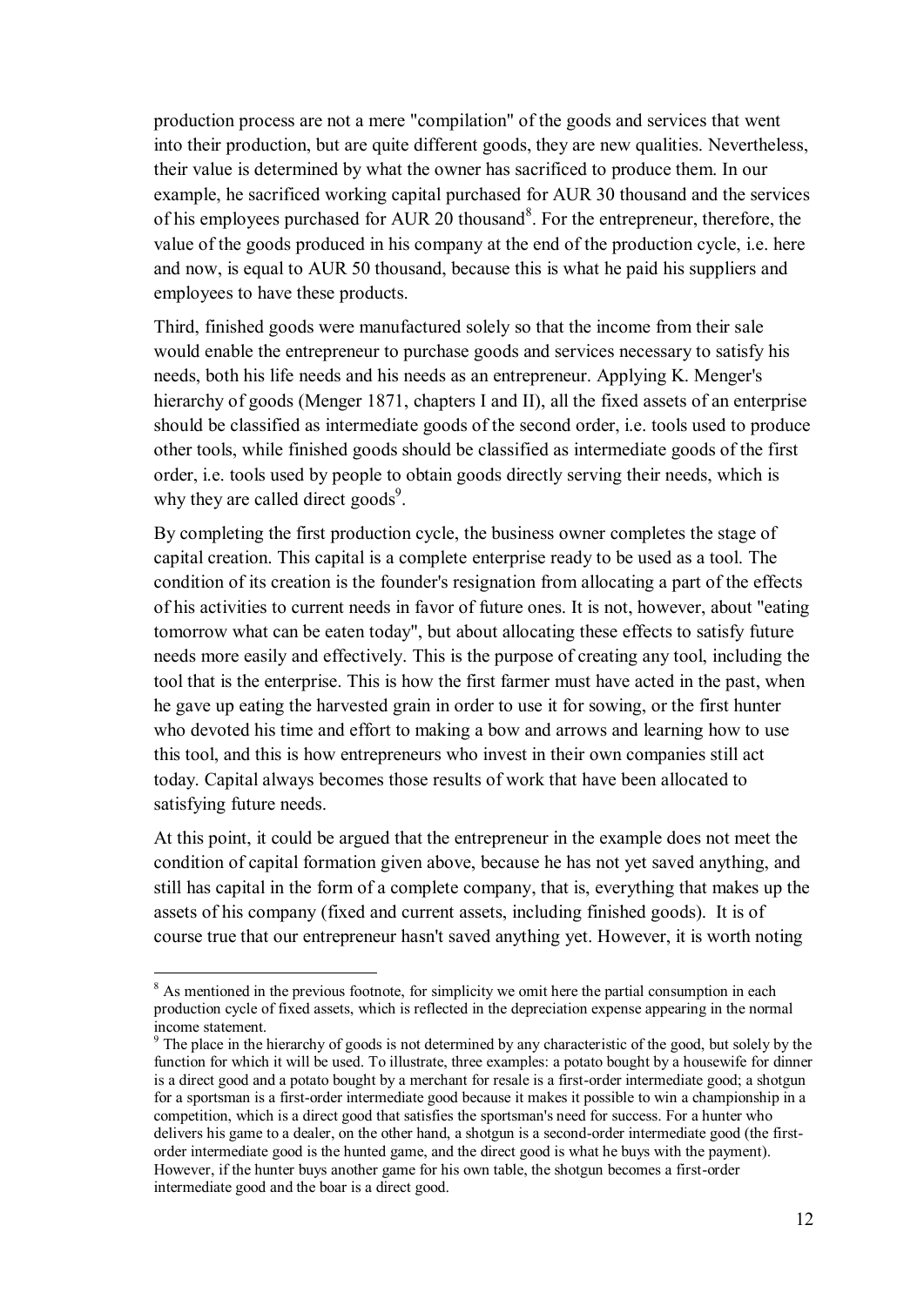production process are not a mere "compilation" of the goods and services that went into their production, but are quite different goods, they are new qualities. Nevertheless, their value is determined by what the owner has sacrificed to produce them. In our example, he sacrificed working capital purchased for AUR 30 thousand and the services of his employees purchased for AUR 20 thousand[8]. For the entrepreneur, therefore, the value of the goods produced in his company at the end of the production cycle, i.e. here and now, is equal to AUR 50 thousand, because this is what he paid his suppliers and employees to have these products.

Third, finished goods were manufactured solely so that the income from their sale would enable the entrepreneur to purchase goods and services necessary to satisfy his needs, both his life needs and his needs as an entrepreneur. Applying K. Menger's hierarchy of goods (Menger 1871, chapters I and II), all the fixed assets of an enterprise should be classified as intermediate goods of the second order, i.e. tools used to produce other tools, while finished goods should be classified as intermediate goods of the first order, i.e. tools used by people to obtain goods directly serving their needs, which is why they are called direct goods[9].

By completing the first production cycle, the business owner completes the stage of capital creation. This capital is a complete enterprise ready to be used as a tool. The condition of its creation is the founder's resignation from allocating a part of the effects of his activities to current needs in favor of future ones. It is not, however, about "eating tomorrow what can be eaten today", but about allocating these effects to satisfy future needs more easily and effectively. This is the purpose of creating any tool, including the tool that is the enterprise. This is how the first farmer must have acted in the past, when he gave up eating the harvested grain in order to use it for sowing, or the first hunter who devoted his time and effort to making a bow and arrows and learning how to use this tool, and this is how entrepreneurs who invest in their own companies still act today. Capital always becomes those results of work that have been allocated to satisfying future needs.

At this point, it could be argued that the entrepreneur in the example does not meet the condition of capital formation given above, because he has not yet saved anything, and still has capital in the form of a complete company, that is, everything that makes up the assets of his company (fixed and current assets, including finished goods). It is of course true that our entrepreneur hasn't saved anything yet. However, it is worth noting

---

[8] As mentioned in the previous footnote, for simplicity we omit here the partial consumption in each production cycle of fixed assets, which is reflected in the depreciation expense appearing in the normal income statement.

[9] The place in the hierarchy of goods is not determined by any characteristic of the good, but solely by the function for which it will be used. To illustrate, three examples: a potato bought by a housewife for dinner is a direct good and a potato bought by a merchant for resale is a first-order intermediate good; a shotgun for a sportsman is a first-order intermediate good because it makes it possible to win a championship in a competition, which is a direct good that satisfies the sportsman's need for success. For a hunter who delivers his game to a dealer, on the other hand, a shotgun is a second-order intermediate good (the first-order intermediate good is the hunted game, and the direct good is what he buys with the payment). However, if the hunter buys another game for his own table, the shotgun becomes a first-order intermediate good and the boar is a direct good.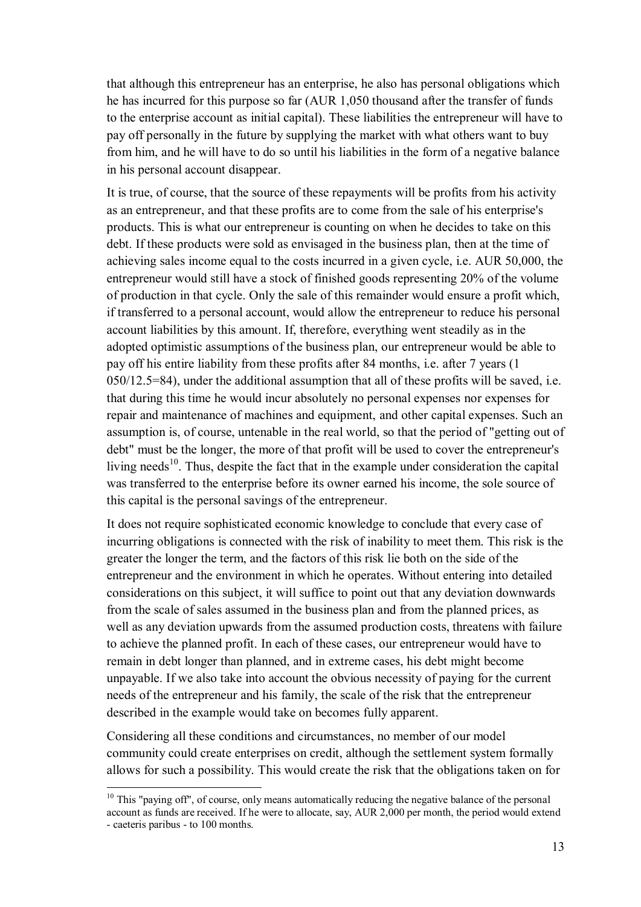that although this entrepreneur has an enterprise, he also has personal obligations which he has incurred for this purpose so far (AUR 1,050 thousand after the transfer of funds to the enterprise account as initial capital). These liabilities the entrepreneur will have to pay off personally in the future by supplying the market with what others want to buy from him, and he will have to do so until his liabilities in the form of a negative balance in his personal account disappear.

It is true, of course, that the source of these repayments will be profits from his activity as an entrepreneur, and that these profits are to come from the sale of his enterprise's products. This is what our entrepreneur is counting on when he decides to take on this debt. If these products were sold as envisaged in the business plan, then at the time of achieving sales income equal to the costs incurred in a given cycle, i.e. AUR 50,000, the entrepreneur would still have a stock of finished goods representing 20% of the volume of production in that cycle. Only the sale of this remainder would ensure a profit which, if transferred to a personal account, would allow the entrepreneur to reduce his personal account liabilities by this amount. If, therefore, everything went steadily as in the adopted optimistic assumptions of the business plan, our entrepreneur would be able to pay off his entire liability from these profits after 84 months, i.e. after 7 years (1 050/12.5=84), under the additional assumption that all of these profits will be saved, i.e. that during this time he would incur absolutely no personal expenses nor expenses for repair and maintenance of machines and equipment, and other capital expenses. Such an assumption is, of course, untenable in the real world, so that the period of "getting out of debt" must be the longer, the more of that profit will be used to cover the entrepreneur's living needs[10]. Thus, despite the fact that in the example under consideration the capital was transferred to the enterprise before its owner earned his income, the sole source of this capital is the personal savings of the entrepreneur.

It does not require sophisticated economic knowledge to conclude that every case of incurring obligations is connected with the risk of inability to meet them. This risk is the greater the longer the term, and the factors of this risk lie both on the side of the entrepreneur and the environment in which he operates. Without entering into detailed considerations on this subject, it will suffice to point out that any deviation downwards from the scale of sales assumed in the business plan and from the planned prices, as well as any deviation upwards from the assumed production costs, threatens with failure to achieve the planned profit. In each of these cases, our entrepreneur would have to remain in debt longer than planned, and in extreme cases, his debt might become unpayable. If we also take into account the obvious necessity of paying for the current needs of the entrepreneur and his family, the scale of the risk that the entrepreneur described in the example would take on becomes fully apparent.

Considering all these conditions and circumstances, no member of our model community could create enterprises on credit, although the settlement system formally allows for such a possibility. This would create the risk that the obligations taken on for

---

[10] This "paying off", of course, only means automatically reducing the negative balance of the personal account as funds are received. If he were to allocate, say, AUR 2,000 per month, the period would extend - caeteris paribus - to 100 months.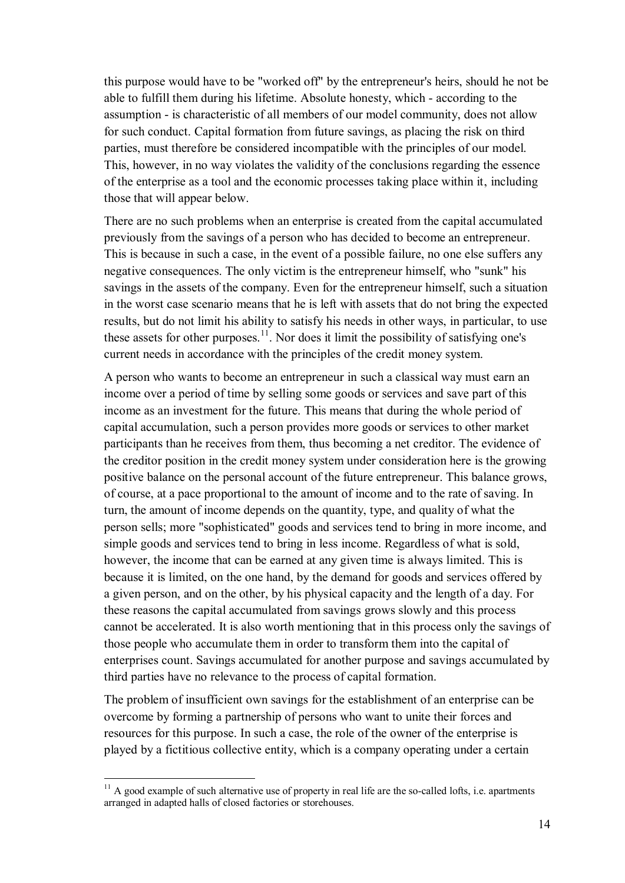this purpose would have to be "worked off" by the entrepreneur's heirs, should he not be able to fulfill them during his lifetime. Absolute honesty, which - according to the assumption - is characteristic of all members of our model community, does not allow for such conduct. Capital formation from future savings, as placing the risk on third parties, must therefore be considered incompatible with the principles of our model. This, however, in no way violates the validity of the conclusions regarding the essence of the enterprise as a tool and the economic processes taking place within it, including those that will appear below.

There are no such problems when an enterprise is created from the capital accumulated previously from the savings of a person who has decided to become an entrepreneur. This is because in such a case, in the event of a possible failure, no one else suffers any negative consequences. The only victim is the entrepreneur himself, who "sunk" his savings in the assets of the company. Even for the entrepreneur himself, such a situation in the worst case scenario means that he is left with assets that do not bring the expected results, but do not limit his ability to satisfy his needs in other ways, in particular, to use these assets for other purposes.[11]. Nor does it limit the possibility of satisfying one's current needs in accordance with the principles of the credit money system.

A person who wants to become an entrepreneur in such a classical way must earn an income over a period of time by selling some goods or services and save part of this income as an investment for the future. This means that during the whole period of capital accumulation, such a person provides more goods or services to other market participants than he receives from them, thus becoming a net creditor. The evidence of the creditor position in the credit money system under consideration here is the growing positive balance on the personal account of the future entrepreneur. This balance grows, of course, at a pace proportional to the amount of income and to the rate of saving. In turn, the amount of income depends on the quantity, type, and quality of what the person sells; more "sophisticated" goods and services tend to bring in more income, and simple goods and services tend to bring in less income. Regardless of what is sold, however, the income that can be earned at any given time is always limited. This is because it is limited, on the one hand, by the demand for goods and services offered by a given person, and on the other, by his physical capacity and the length of a day. For these reasons the capital accumulated from savings grows slowly and this process cannot be accelerated. It is also worth mentioning that in this process only the savings of those people who accumulate them in order to transform them into the capital of enterprises count. Savings accumulated for another purpose and savings accumulated by third parties have no relevance to the process of capital formation.

The problem of insufficient own savings for the establishment of an enterprise can be overcome by forming a partnership of persons who want to unite their forces and resources for this purpose. In such a case, the role of the owner of the enterprise is played by a fictitious collective entity, which is a company operating under a certain

[11] A good example of such alternative use of property in real life are the so-called lofts, i.e. apartments arranged in adapted halls of closed factories or storehouses.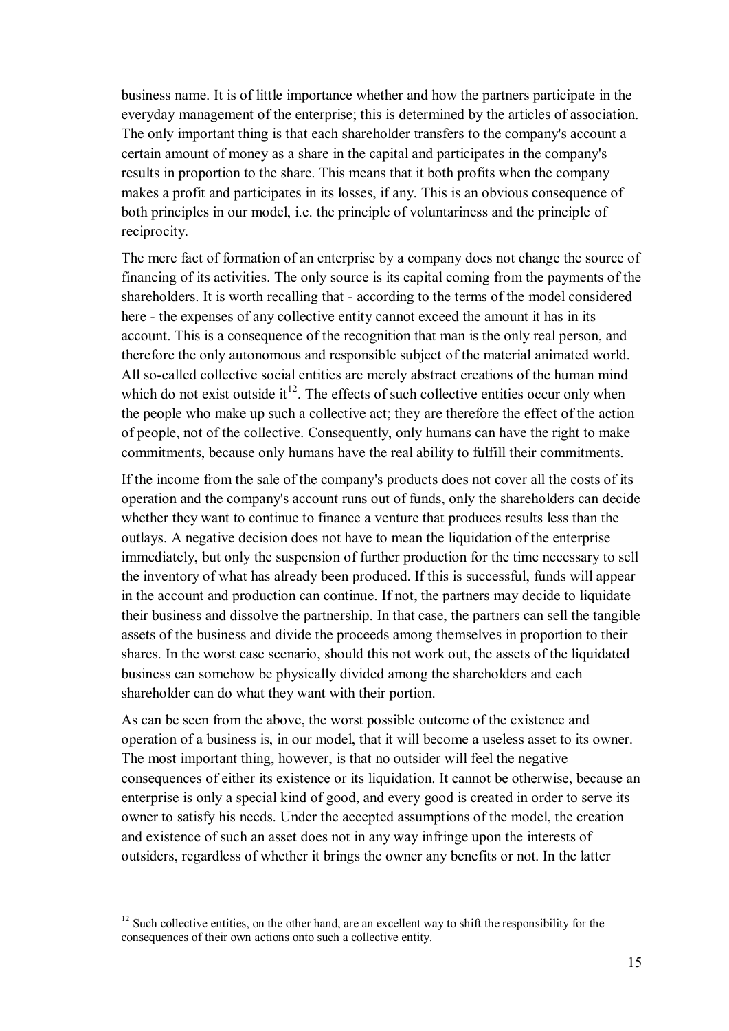business name. It is of little importance whether and how the partners participate in the everyday management of the enterprise; this is determined by the articles of association. The only important thing is that each shareholder transfers to the company's account a certain amount of money as a share in the capital and participates in the company's results in proportion to the share. This means that it both profits when the company makes a profit and participates in its losses, if any. This is an obvious consequence of both principles in our model, i.e. the principle of voluntariness and the principle of reciprocity.

The mere fact of formation of an enterprise by a company does not change the source of financing of its activities. The only source is its capital coming from the payments of the shareholders. It is worth recalling that - according to the terms of the model considered here - the expenses of any collective entity cannot exceed the amount it has in its account. This is a consequence of the recognition that man is the only real person, and therefore the only autonomous and responsible subject of the material animated world. All so-called collective social entities are merely abstract creations of the human mind which do not exist outside it[12]. The effects of such collective entities occur only when the people who make up such a collective act; they are therefore the effect of the action of people, not of the collective. Consequently, only humans can have the right to make commitments, because only humans have the real ability to fulfill their commitments.

If the income from the sale of the company's products does not cover all the costs of its operation and the company's account runs out of funds, only the shareholders can decide whether they want to continue to finance a venture that produces results less than the outlays. A negative decision does not have to mean the liquidation of the enterprise immediately, but only the suspension of further production for the time necessary to sell the inventory of what has already been produced. If this is successful, funds will appear in the account and production can continue. If not, the partners may decide to liquidate their business and dissolve the partnership. In that case, the partners can sell the tangible assets of the business and divide the proceeds among themselves in proportion to their shares. In the worst case scenario, should this not work out, the assets of the liquidated business can somehow be physically divided among the shareholders and each shareholder can do what they want with their portion.

As can be seen from the above, the worst possible outcome of the existence and operation of a business is, in our model, that it will become a useless asset to its owner. The most important thing, however, is that no outsider will feel the negative consequences of either its existence or its liquidation. It cannot be otherwise, because an enterprise is only a special kind of good, and every good is created in order to serve its owner to satisfy his needs. Under the accepted assumptions of the model, the creation and existence of such an asset does not in any way infringe upon the interests of outsiders, regardless of whether it brings the owner any benefits or not. In the latter

---

[12] Such collective entities, on the other hand, are an excellent way to shift the responsibility for the consequences of their own actions onto such a collective entity.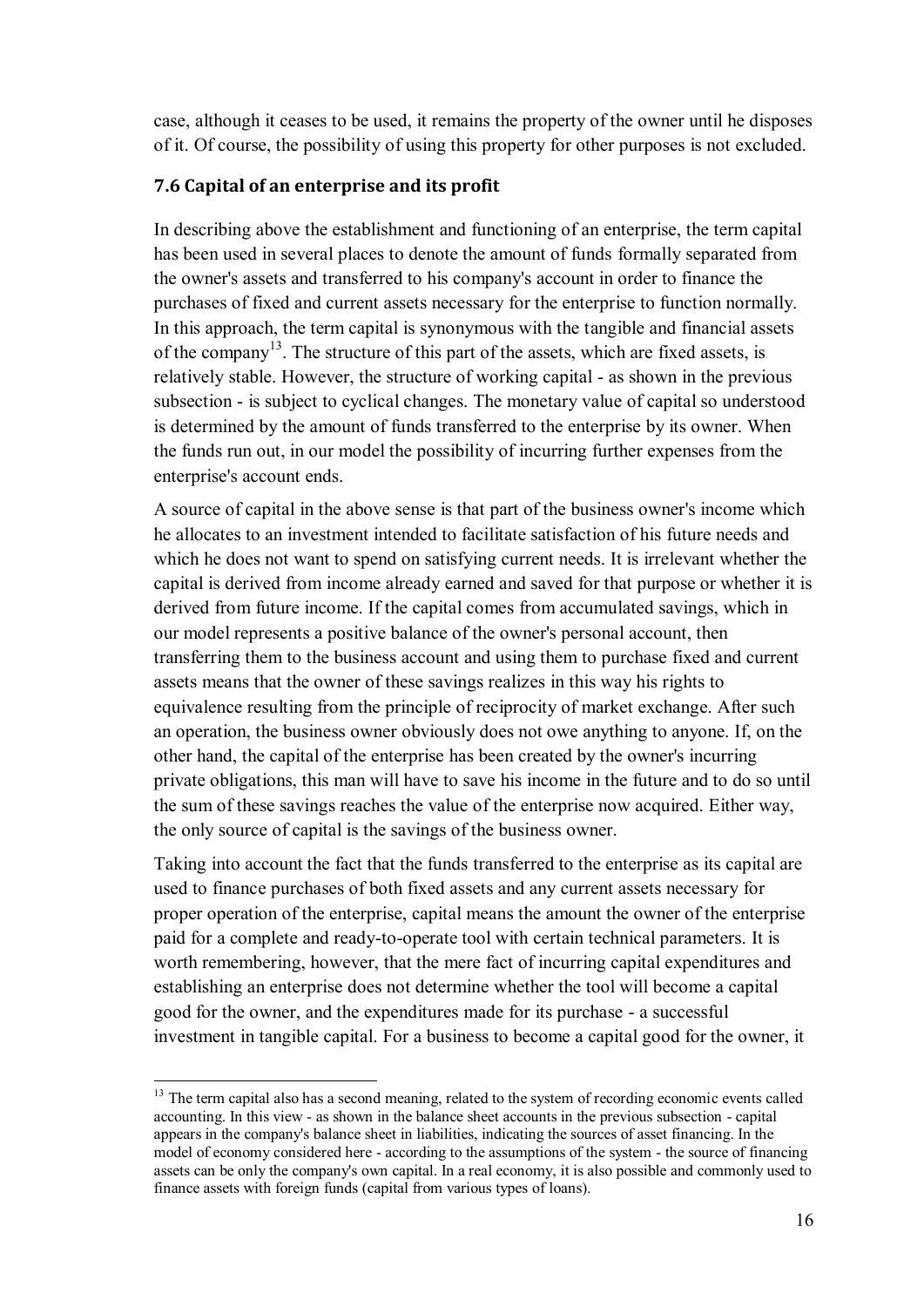case, although it ceases to be used, it remains the property of the owner until he disposes of it. Of course, the possibility of using this property for other purposes is not excluded.

### 7.6 Capital of an enterprise and its profit

In describing above the establishment and functioning of an enterprise, the term capital has been used in several places to denote the amount of funds formally separated from the owner's assets and transferred to his company's account in order to finance the purchases of fixed and current assets necessary for the enterprise to function normally. In this approach, the term capital is synonymous with the tangible and financial assets of the company[13]. The structure of this part of the assets, which are fixed assets, is relatively stable. However, the structure of working capital - as shown in the previous subsection - is subject to cyclical changes. The monetary value of capital so understood is determined by the amount of funds transferred to the enterprise by its owner. When the funds run out, in our model the possibility of incurring further expenses from the enterprise's account ends.

A source of capital in the above sense is that part of the business owner's income which he allocates to an investment intended to facilitate satisfaction of his future needs and which he does not want to spend on satisfying current needs. It is irrelevant whether the capital is derived from income already earned and saved for that purpose or whether it is derived from future income. If the capital comes from accumulated savings, which in our model represents a positive balance of the owner's personal account, then transferring them to the business account and using them to purchase fixed and current assets means that the owner of these savings realizes in this way his rights to equivalence resulting from the principle of reciprocity of market exchange. After such an operation, the business owner obviously does not owe anything to anyone. If, on the other hand, the capital of the enterprise has been created by the owner's incurring private obligations, this man will have to save his income in the future and to do so until the sum of these savings reaches the value of the enterprise now acquired. Either way, the only source of capital is the savings of the business owner.

Taking into account the fact that the funds transferred to the enterprise as its capital are used to finance purchases of both fixed assets and any current assets necessary for proper operation of the enterprise, capital means the amount the owner of the enterprise paid for a complete and ready-to-operate tool with certain technical parameters. It is worth remembering, however, that the mere fact of incurring capital expenditures and establishing an enterprise does not determine whether the tool will become a capital good for the owner, and the expenditures made for its purchase - a successful investment in tangible capital. For a business to become a capital good for the owner, it

[13] The term capital also has a second meaning, related to the system of recording economic events called accounting. In this view - as shown in the balance sheet accounts in the previous subsection - capital appears in the company's balance sheet in liabilities, indicating the sources of asset financing. In the model of economy considered here - according to the assumptions of the system - the source of financing assets can be only the company's own capital. In a real economy, it is also possible and commonly used to finance assets with foreign funds (capital from various types of loans).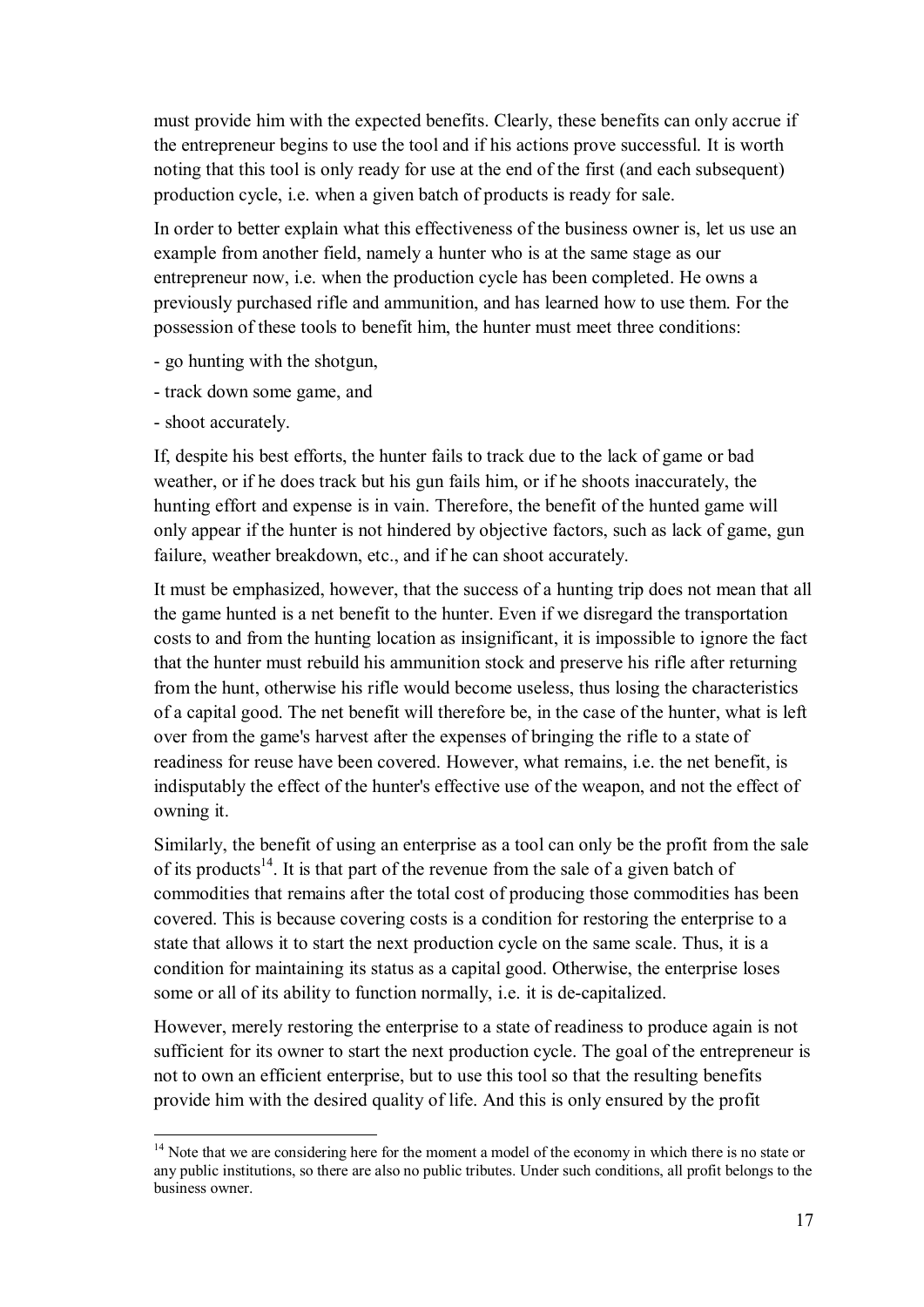must provide him with the expected benefits. Clearly, these benefits can only accrue if the entrepreneur begins to use the tool and if his actions prove successful. It is worth noting that this tool is only ready for use at the end of the first (and each subsequent) production cycle, i.e. when a given batch of products is ready for sale.

In order to better explain what this effectiveness of the business owner is, let us use an example from another field, namely a hunter who is at the same stage as our entrepreneur now, i.e. when the production cycle has been completed. He owns a previously purchased rifle and ammunition, and has learned how to use them. For the possession of these tools to benefit him, the hunter must meet three conditions:

- go hunting with the shotgun,
- track down some game, and
- shoot accurately.

If, despite his best efforts, the hunter fails to track due to the lack of game or bad weather, or if he does track but his gun fails him, or if he shoots inaccurately, the hunting effort and expense is in vain. Therefore, the benefit of the hunted game will only appear if the hunter is not hindered by objective factors, such as lack of game, gun failure, weather breakdown, etc., and if he can shoot accurately.

It must be emphasized, however, that the success of a hunting trip does not mean that all the game hunted is a net benefit to the hunter. Even if we disregard the transportation costs to and from the hunting location as insignificant, it is impossible to ignore the fact that the hunter must rebuild his ammunition stock and preserve his rifle after returning from the hunt, otherwise his rifle would become useless, thus losing the characteristics of a capital good. The net benefit will therefore be, in the case of the hunter, what is left over from the game's harvest after the expenses of bringing the rifle to a state of readiness for reuse have been covered. However, what remains, i.e. the net benefit, is indisputably the effect of the hunter's effective use of the weapon, and not the effect of owning it.

Similarly, the benefit of using an enterprise as a tool can only be the profit from the sale of its products[14]. It is that part of the revenue from the sale of a given batch of commodities that remains after the total cost of producing those commodities has been covered. This is because covering costs is a condition for restoring the enterprise to a state that allows it to start the next production cycle on the same scale. Thus, it is a condition for maintaining its status as a capital good. Otherwise, the enterprise loses some or all of its ability to function normally, i.e. it is de-capitalized.

However, merely restoring the enterprise to a state of readiness to produce again is not sufficient for its owner to start the next production cycle. The goal of the entrepreneur is not to own an efficient enterprise, but to use this tool so that the resulting benefits provide him with the desired quality of life. And this is only ensured by the profit

---

[14] Note that we are considering here for the moment a model of the economy in which there is no state or any public institutions, so there are also no public tributes. Under such conditions, all profit belongs to the business owner.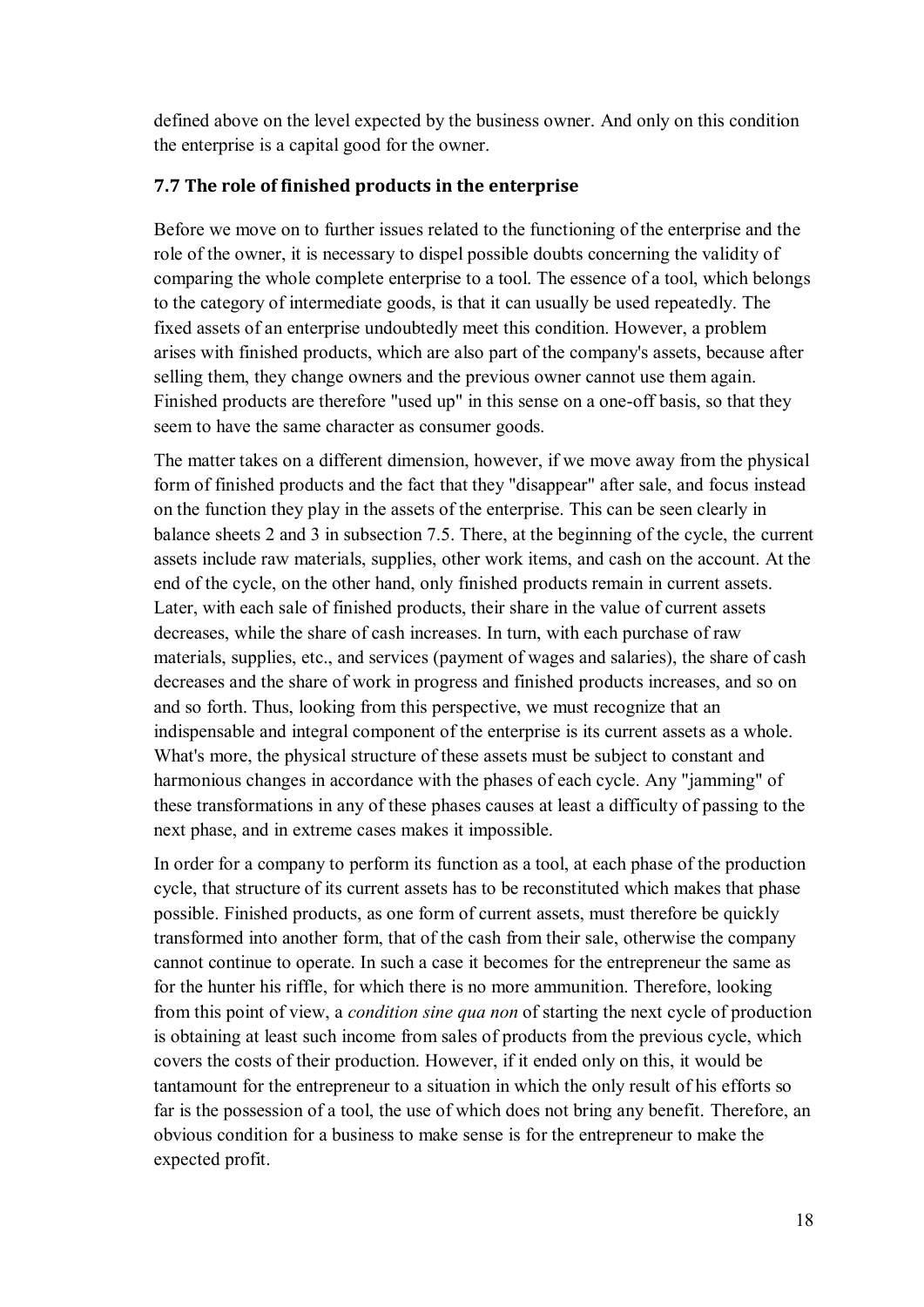defined above on the level expected by the business owner. And only on this condition the enterprise is a capital good for the owner.

### 7.7 The role of finished products in the enterprise

Before we move on to further issues related to the functioning of the enterprise and the role of the owner, it is necessary to dispel possible doubts concerning the validity of comparing the whole complete enterprise to a tool. The essence of a tool, which belongs to the category of intermediate goods, is that it can usually be used repeatedly. The fixed assets of an enterprise undoubtedly meet this condition. However, a problem arises with finished products, which are also part of the company's assets, because after selling them, they change owners and the previous owner cannot use them again. Finished products are therefore "used up" in this sense on a one-off basis, so that they seem to have the same character as consumer goods.

The matter takes on a different dimension, however, if we move away from the physical form of finished products and the fact that they "disappear" after sale, and focus instead on the function they play in the assets of the enterprise. This can be seen clearly in balance sheets 2 and 3 in subsection 7.5. There, at the beginning of the cycle, the current assets include raw materials, supplies, other work items, and cash on the account. At the end of the cycle, on the other hand, only finished products remain in current assets. Later, with each sale of finished products, their share in the value of current assets decreases, while the share of cash increases. In turn, with each purchase of raw materials, supplies, etc., and services (payment of wages and salaries), the share of cash decreases and the share of work in progress and finished products increases, and so on and so forth. Thus, looking from this perspective, we must recognize that an indispensable and integral component of the enterprise is its current assets as a whole. What's more, the physical structure of these assets must be subject to constant and harmonious changes in accordance with the phases of each cycle. Any "jamming" of these transformations in any of these phases causes at least a difficulty of passing to the next phase, and in extreme cases makes it impossible.

In order for a company to perform its function as a tool, at each phase of the production cycle, that structure of its current assets has to be reconstituted which makes that phase possible. Finished products, as one form of current assets, must therefore be quickly transformed into another form, that of the cash from their sale, otherwise the company cannot continue to operate. In such a case it becomes for the entrepreneur the same as for the hunter his riffle, for which there is no more ammunition. Therefore, looking from this point of view, a *condition sine qua non* of starting the next cycle of production is obtaining at least such income from sales of products from the previous cycle, which covers the costs of their production. However, if it ended only on this, it would be tantamount for the entrepreneur to a situation in which the only result of his efforts so far is the possession of a tool, the use of which does not bring any benefit. Therefore, an obvious condition for a business to make sense is for the entrepreneur to make the expected profit.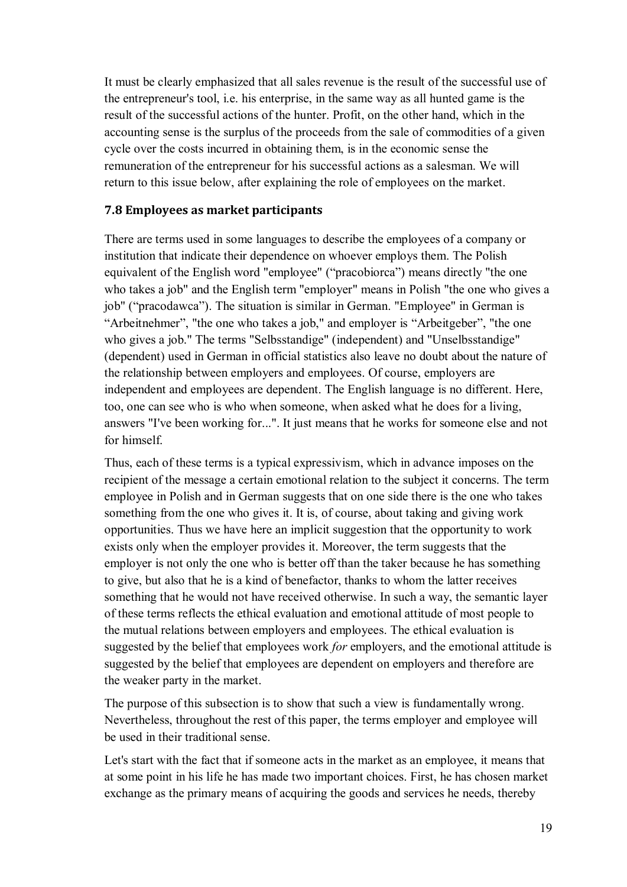It must be clearly emphasized that all sales revenue is the result of the successful use of the entrepreneur's tool, i.e. his enterprise, in the same way as all hunted game is the result of the successful actions of the hunter. Profit, on the other hand, which in the accounting sense is the surplus of the proceeds from the sale of commodities of a given cycle over the costs incurred in obtaining them, is in the economic sense the remuneration of the entrepreneur for his successful actions as a salesman. We will return to this issue below, after explaining the role of employees on the market.

### 7.8 Employees as market participants

There are terms used in some languages to describe the employees of a company or institution that indicate their dependence on whoever employs them. The Polish equivalent of the English word "employee" ("pracobiorca") means directly "the one who takes a job" and the English term "employer" means in Polish "the one who gives a job" ("pracodawca"). The situation is similar in German. "Employee" in German is "Arbeitnehmer", "the one who takes a job," and employer is "Arbeitgeber", "the one who gives a job." The terms "Selbsstandige" (independent) and "Unselbsstandige" (dependent) used in German in official statistics also leave no doubt about the nature of the relationship between employers and employees. Of course, employers are independent and employees are dependent. The English language is no different. Here, too, one can see who is who when someone, when asked what he does for a living, answers "I've been working for...". It just means that he works for someone else and not for himself.

Thus, each of these terms is a typical expressivism, which in advance imposes on the recipient of the message a certain emotional relation to the subject it concerns. The term employee in Polish and in German suggests that on one side there is the one who takes something from the one who gives it. It is, of course, about taking and giving work opportunities. Thus we have here an implicit suggestion that the opportunity to work exists only when the employer provides it. Moreover, the term suggests that the employer is not only the one who is better off than the taker because he has something to give, but also that he is a kind of benefactor, thanks to whom the latter receives something that he would not have received otherwise. In such a way, the semantic layer of these terms reflects the ethical evaluation and emotional attitude of most people to the mutual relations between employers and employees. The ethical evaluation is suggested by the belief that employees work *for* employers, and the emotional attitude is suggested by the belief that employees are dependent on employers and therefore are the weaker party in the market.

The purpose of this subsection is to show that such a view is fundamentally wrong. Nevertheless, throughout the rest of this paper, the terms employer and employee will be used in their traditional sense.

Let's start with the fact that if someone acts in the market as an employee, it means that at some point in his life he has made two important choices. First, he has chosen market exchange as the primary means of acquiring the goods and services he needs, thereby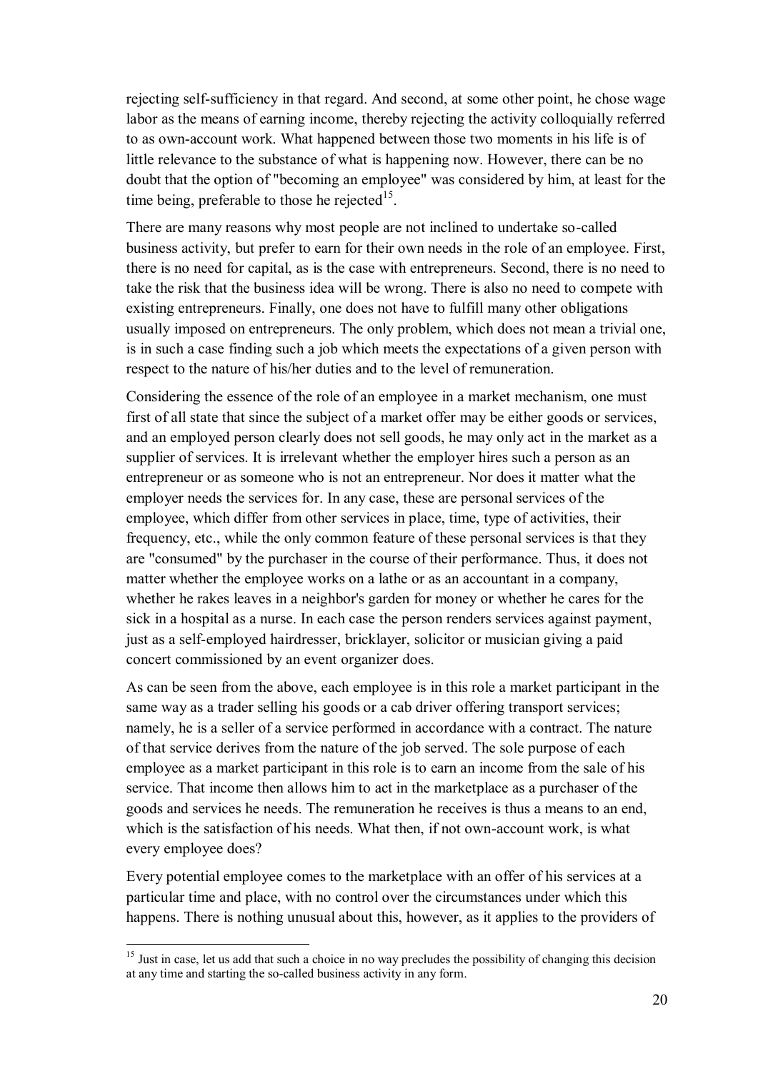rejecting self-sufficiency in that regard. And second, at some other point, he chose wage labor as the means of earning income, thereby rejecting the activity colloquially referred to as own-account work. What happened between those two moments in his life is of little relevance to the substance of what is happening now. However, there can be no doubt that the option of "becoming an employee" was considered by him, at least for the time being, preferable to those he rejected[15].

There are many reasons why most people are not inclined to undertake so-called business activity, but prefer to earn for their own needs in the role of an employee. First, there is no need for capital, as is the case with entrepreneurs. Second, there is no need to take the risk that the business idea will be wrong. There is also no need to compete with existing entrepreneurs. Finally, one does not have to fulfill many other obligations usually imposed on entrepreneurs. The only problem, which does not mean a trivial one, is in such a case finding such a job which meets the expectations of a given person with respect to the nature of his/her duties and to the level of remuneration.

Considering the essence of the role of an employee in a market mechanism, one must first of all state that since the subject of a market offer may be either goods or services, and an employed person clearly does not sell goods, he may only act in the market as a supplier of services. It is irrelevant whether the employer hires such a person as an entrepreneur or as someone who is not an entrepreneur. Nor does it matter what the employer needs the services for. In any case, these are personal services of the employee, which differ from other services in place, time, type of activities, their frequency, etc., while the only common feature of these personal services is that they are "consumed" by the purchaser in the course of their performance. Thus, it does not matter whether the employee works on a lathe or as an accountant in a company, whether he rakes leaves in a neighbor's garden for money or whether he cares for the sick in a hospital as a nurse. In each case the person renders services against payment, just as a self-employed hairdresser, bricklayer, solicitor or musician giving a paid concert commissioned by an event organizer does.

As can be seen from the above, each employee is in this role a market participant in the same way as a trader selling his goods or a cab driver offering transport services; namely, he is a seller of a service performed in accordance with a contract. The nature of that service derives from the nature of the job served. The sole purpose of each employee as a market participant in this role is to earn an income from the sale of his service. That income then allows him to act in the marketplace as a purchaser of the goods and services he needs. The remuneration he receives is thus a means to an end, which is the satisfaction of his needs. What then, if not own-account work, is what every employee does?

Every potential employee comes to the marketplace with an offer of his services at a particular time and place, with no control over the circumstances under which this happens. There is nothing unusual about this, however, as it applies to the providers of

---

[15] Just in case, let us add that such a choice in no way precludes the possibility of changing this decision at any time and starting the so-called business activity in any form.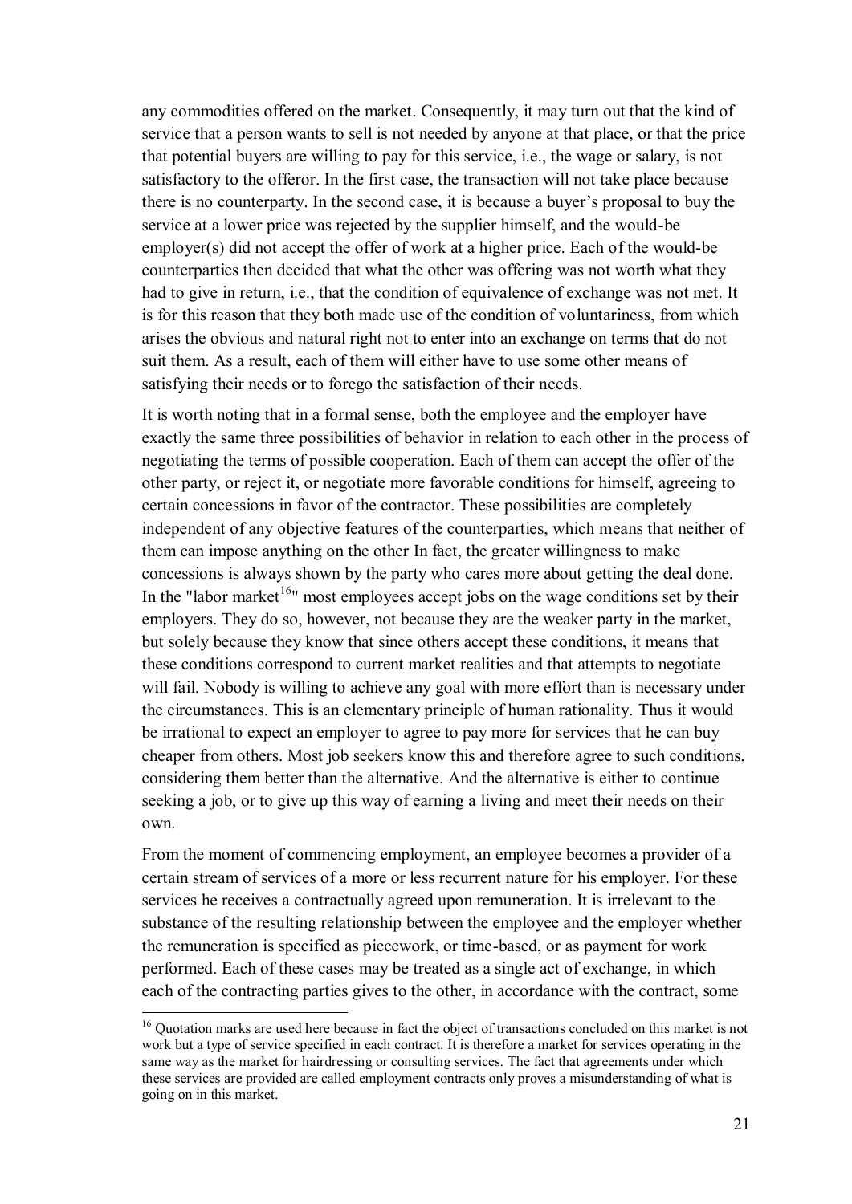any commodities offered on the market. Consequently, it may turn out that the kind of service that a person wants to sell is not needed by anyone at that place, or that the price that potential buyers are willing to pay for this service, i.e., the wage or salary, is not satisfactory to the offeror. In the first case, the transaction will not take place because there is no counterparty. In the second case, it is because a buyer's proposal to buy the service at a lower price was rejected by the supplier himself, and the would-be employer(s) did not accept the offer of work at a higher price. Each of the would-be counterparties then decided that what the other was offering was not worth what they had to give in return, i.e., that the condition of equivalence of exchange was not met. It is for this reason that they both made use of the condition of voluntariness, from which arises the obvious and natural right not to enter into an exchange on terms that do not suit them. As a result, each of them will either have to use some other means of satisfying their needs or to forego the satisfaction of their needs.

It is worth noting that in a formal sense, both the employee and the employer have exactly the same three possibilities of behavior in relation to each other in the process of negotiating the terms of possible cooperation. Each of them can accept the offer of the other party, or reject it, or negotiate more favorable conditions for himself, agreeing to certain concessions in favor of the contractor. These possibilities are completely independent of any objective features of the counterparties, which means that neither of them can impose anything on the other In fact, the greater willingness to make concessions is always shown by the party who cares more about getting the deal done. In the "labor market[16]" most employees accept jobs on the wage conditions set by their employers. They do so, however, not because they are the weaker party in the market, but solely because they know that since others accept these conditions, it means that these conditions correspond to current market realities and that attempts to negotiate will fail. Nobody is willing to achieve any goal with more effort than is necessary under the circumstances. This is an elementary principle of human rationality. Thus it would be irrational to expect an employer to agree to pay more for services that he can buy cheaper from others. Most job seekers know this and therefore agree to such conditions, considering them better than the alternative. And the alternative is either to continue seeking a job, or to give up this way of earning a living and meet their needs on their own.

From the moment of commencing employment, an employee becomes a provider of a certain stream of services of a more or less recurrent nature for his employer. For these services he receives a contractually agreed upon remuneration. It is irrelevant to the substance of the resulting relationship between the employee and the employer whether the remuneration is specified as piecework, or time-based, or as payment for work performed. Each of these cases may be treated as a single act of exchange, in which each of the contracting parties gives to the other, in accordance with the contract, some

[16] Quotation marks are used here because in fact the object of transactions concluded on this market is not work but a type of service specified in each contract. It is therefore a market for services operating in the same way as the market for hairdressing or consulting services. The fact that agreements under which these services are provided are called employment contracts only proves a misunderstanding of what is going on in this market.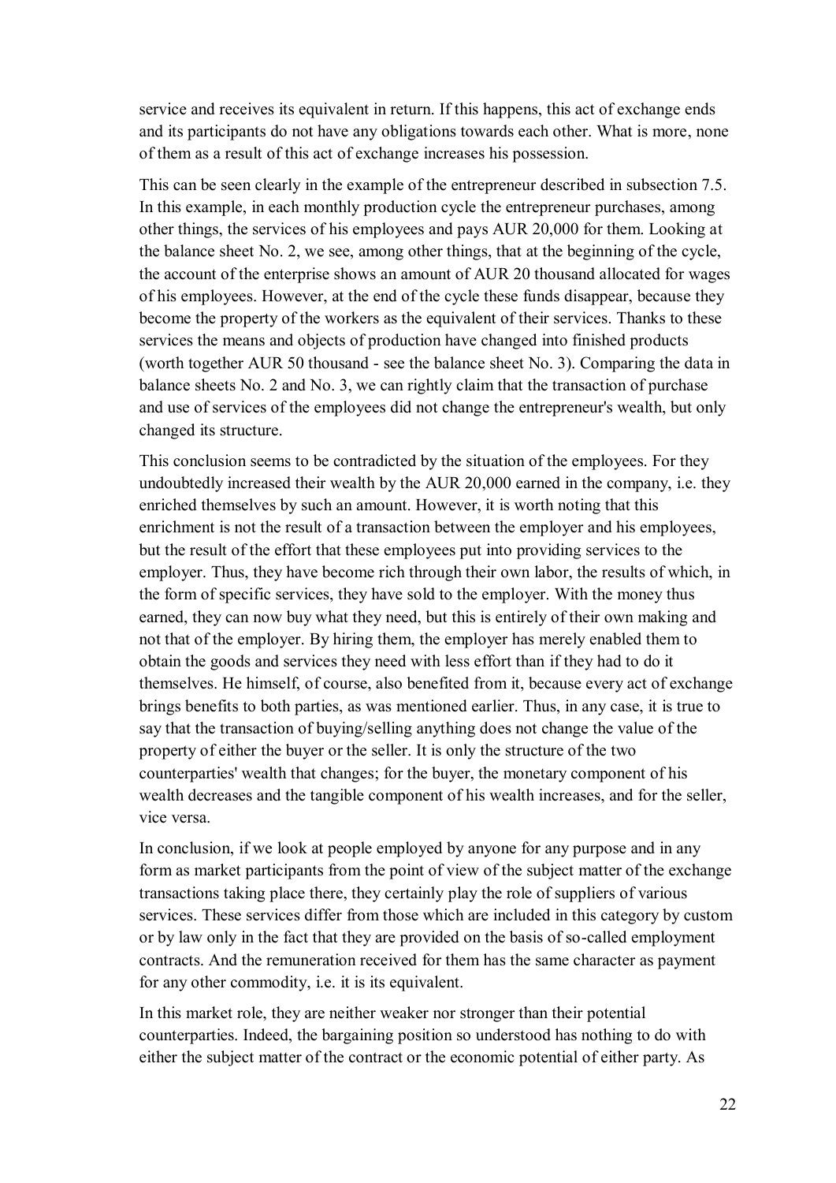service and receives its equivalent in return. If this happens, this act of exchange ends and its participants do not have any obligations towards each other. What is more, none of them as a result of this act of exchange increases his possession.

This can be seen clearly in the example of the entrepreneur described in subsection 7.5. In this example, in each monthly production cycle the entrepreneur purchases, among other things, the services of his employees and pays AUR 20,000 for them. Looking at the balance sheet No. 2, we see, among other things, that at the beginning of the cycle, the account of the enterprise shows an amount of AUR 20 thousand allocated for wages of his employees. However, at the end of the cycle these funds disappear, because they become the property of the workers as the equivalent of their services. Thanks to these services the means and objects of production have changed into finished products (worth together AUR 50 thousand - see the balance sheet No. 3). Comparing the data in balance sheets No. 2 and No. 3, we can rightly claim that the transaction of purchase and use of services of the employees did not change the entrepreneur's wealth, but only changed its structure.

This conclusion seems to be contradicted by the situation of the employees. For they undoubtedly increased their wealth by the AUR 20,000 earned in the company, i.e. they enriched themselves by such an amount. However, it is worth noting that this enrichment is not the result of a transaction between the employer and his employees, but the result of the effort that these employees put into providing services to the employer. Thus, they have become rich through their own labor, the results of which, in the form of specific services, they have sold to the employer. With the money thus earned, they can now buy what they need, but this is entirely of their own making and not that of the employer. By hiring them, the employer has merely enabled them to obtain the goods and services they need with less effort than if they had to do it themselves. He himself, of course, also benefited from it, because every act of exchange brings benefits to both parties, as was mentioned earlier. Thus, in any case, it is true to say that the transaction of buying/selling anything does not change the value of the property of either the buyer or the seller. It is only the structure of the two counterparties' wealth that changes; for the buyer, the monetary component of his wealth decreases and the tangible component of his wealth increases, and for the seller, vice versa.

In conclusion, if we look at people employed by anyone for any purpose and in any form as market participants from the point of view of the subject matter of the exchange transactions taking place there, they certainly play the role of suppliers of various services. These services differ from those which are included in this category by custom or by law only in the fact that they are provided on the basis of so-called employment contracts. And the remuneration received for them has the same character as payment for any other commodity, i.e. it is its equivalent.

In this market role, they are neither weaker nor stronger than their potential counterparties. Indeed, the bargaining position so understood has nothing to do with either the subject matter of the contract or the economic potential of either party. As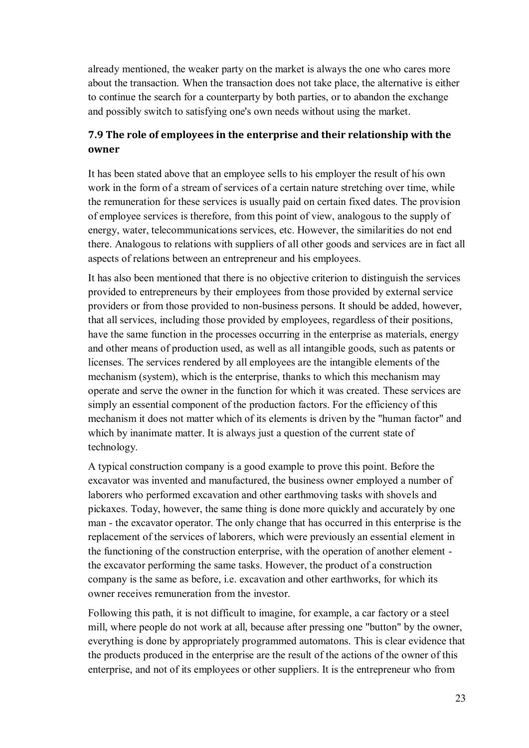already mentioned, the weaker party on the market is always the one who cares more about the transaction. When the transaction does not take place, the alternative is either to continue the search for a counterparty by both parties, or to abandon the exchange and possibly switch to satisfying one's own needs without using the market.

### 7.9 The role of employees in the enterprise and their relationship with the owner

It has been stated above that an employee sells to his employer the result of his own work in the form of a stream of services of a certain nature stretching over time, while the remuneration for these services is usually paid on certain fixed dates. The provision of employee services is therefore, from this point of view, analogous to the supply of energy, water, telecommunications services, etc. However, the similarities do not end there. Analogous to relations with suppliers of all other goods and services are in fact all aspects of relations between an entrepreneur and his employees.

It has also been mentioned that there is no objective criterion to distinguish the services provided to entrepreneurs by their employees from those provided by external service providers or from those provided to non-business persons. It should be added, however, that all services, including those provided by employees, regardless of their positions, have the same function in the processes occurring in the enterprise as materials, energy and other means of production used, as well as all intangible goods, such as patents or licenses. The services rendered by all employees are the intangible elements of the mechanism (system), which is the enterprise, thanks to which this mechanism may operate and serve the owner in the function for which it was created. These services are simply an essential component of the production factors. For the efficiency of this mechanism it does not matter which of its elements is driven by the "human factor" and which by inanimate matter. It is always just a question of the current state of technology.

A typical construction company is a good example to prove this point. Before the excavator was invented and manufactured, the business owner employed a number of laborers who performed excavation and other earthmoving tasks with shovels and pickaxes. Today, however, the same thing is done more quickly and accurately by one man - the excavator operator. The only change that has occurred in this enterprise is the replacement of the services of laborers, which were previously an essential element in the functioning of the construction enterprise, with the operation of another element - the excavator performing the same tasks. However, the product of a construction company is the same as before, i.e. excavation and other earthworks, for which its owner receives remuneration from the investor.

Following this path, it is not difficult to imagine, for example, a car factory or a steel mill, where people do not work at all, because after pressing one "button" by the owner, everything is done by appropriately programmed automatons. This is clear evidence that the products produced in the enterprise are the result of the actions of the owner of this enterprise, and not of its employees or other suppliers. It is the entrepreneur who from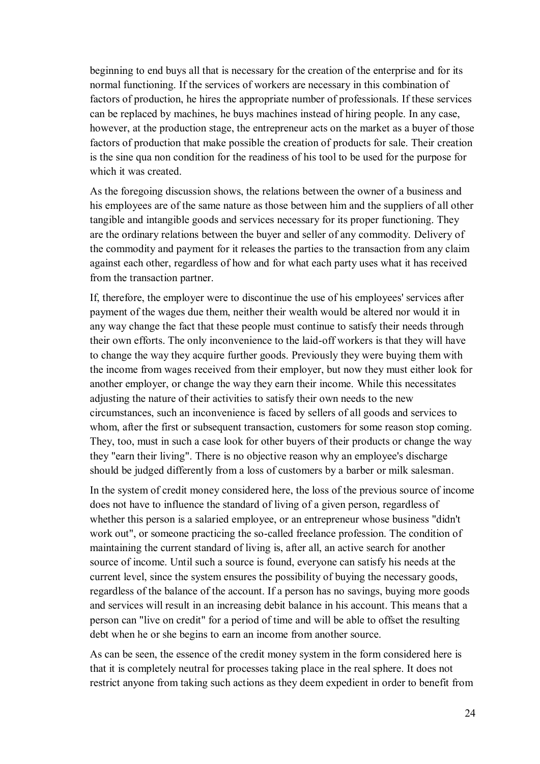beginning to end buys all that is necessary for the creation of the enterprise and for its normal functioning. If the services of workers are necessary in this combination of factors of production, he hires the appropriate number of professionals. If these services can be replaced by machines, he buys machines instead of hiring people. In any case, however, at the production stage, the entrepreneur acts on the market as a buyer of those factors of production that make possible the creation of products for sale. Their creation is the sine qua non condition for the readiness of his tool to be used for the purpose for which it was created.

As the foregoing discussion shows, the relations between the owner of a business and his employees are of the same nature as those between him and the suppliers of all other tangible and intangible goods and services necessary for its proper functioning. They are the ordinary relations between the buyer and seller of any commodity. Delivery of the commodity and payment for it releases the parties to the transaction from any claim against each other, regardless of how and for what each party uses what it has received from the transaction partner.

If, therefore, the employer were to discontinue the use of his employees' services after payment of the wages due them, neither their wealth would be altered nor would it in any way change the fact that these people must continue to satisfy their needs through their own efforts. The only inconvenience to the laid-off workers is that they will have to change the way they acquire further goods. Previously they were buying them with the income from wages received from their employer, but now they must either look for another employer, or change the way they earn their income. While this necessitates adjusting the nature of their activities to satisfy their own needs to the new circumstances, such an inconvenience is faced by sellers of all goods and services to whom, after the first or subsequent transaction, customers for some reason stop coming. They, too, must in such a case look for other buyers of their products or change the way they "earn their living". There is no objective reason why an employee's discharge should be judged differently from a loss of customers by a barber or milk salesman.

In the system of credit money considered here, the loss of the previous source of income does not have to influence the standard of living of a given person, regardless of whether this person is a salaried employee, or an entrepreneur whose business "didn't work out", or someone practicing the so-called freelance profession. The condition of maintaining the current standard of living is, after all, an active search for another source of income. Until such a source is found, everyone can satisfy his needs at the current level, since the system ensures the possibility of buying the necessary goods, regardless of the balance of the account. If a person has no savings, buying more goods and services will result in an increasing debit balance in his account. This means that a person can "live on credit" for a period of time and will be able to offset the resulting debt when he or she begins to earn an income from another source.

As can be seen, the essence of the credit money system in the form considered here is that it is completely neutral for processes taking place in the real sphere. It does not restrict anyone from taking such actions as they deem expedient in order to benefit from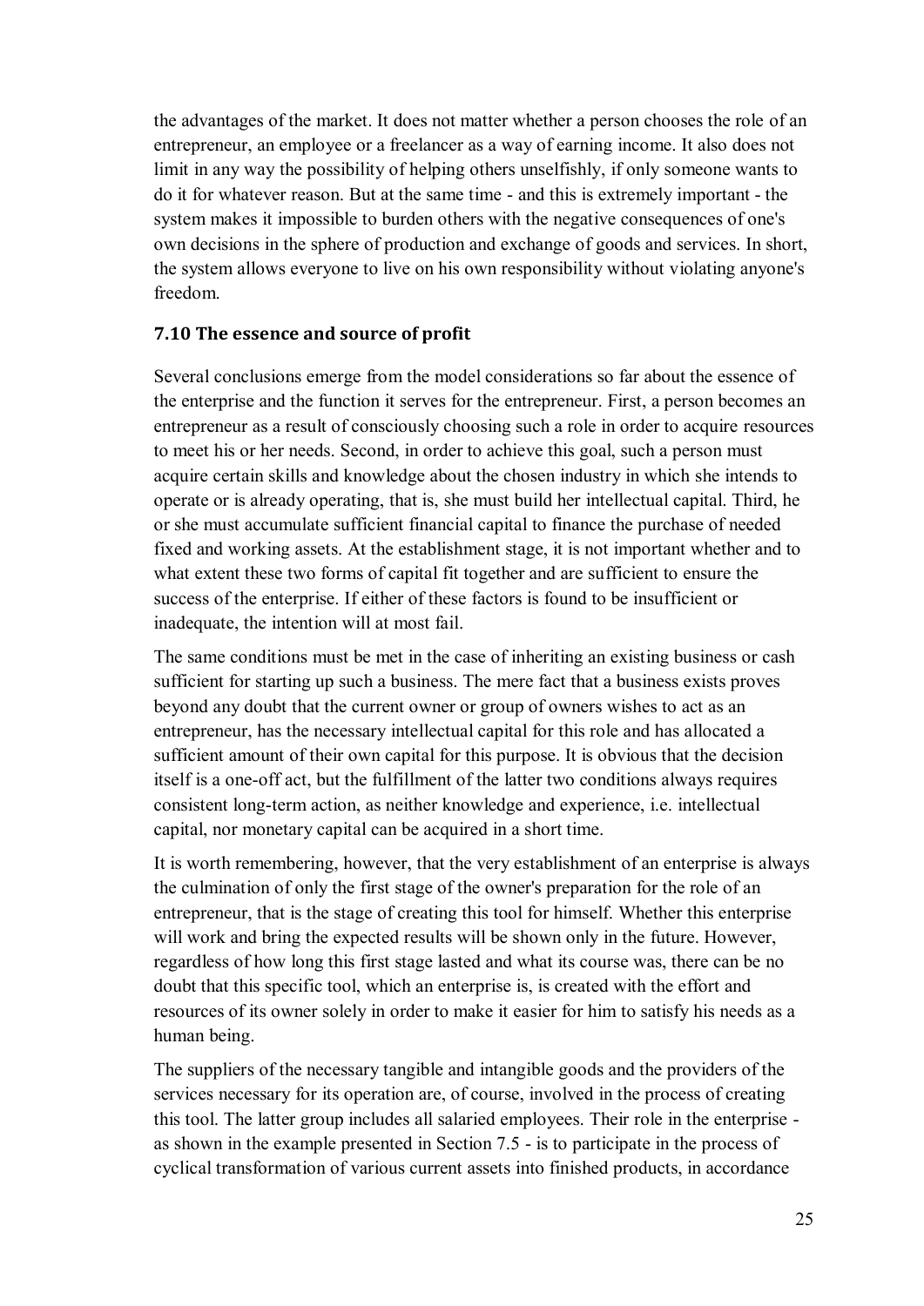the advantages of the market. It does not matter whether a person chooses the role of an entrepreneur, an employee or a freelancer as a way of earning income. It also does not limit in any way the possibility of helping others unselfishly, if only someone wants to do it for whatever reason. But at the same time - and this is extremely important - the system makes it impossible to burden others with the negative consequences of one's own decisions in the sphere of production and exchange of goods and services. In short, the system allows everyone to live on his own responsibility without violating anyone's freedom.

### 7.10 The essence and source of profit

Several conclusions emerge from the model considerations so far about the essence of the enterprise and the function it serves for the entrepreneur. First, a person becomes an entrepreneur as a result of consciously choosing such a role in order to acquire resources to meet his or her needs. Second, in order to achieve this goal, such a person must acquire certain skills and knowledge about the chosen industry in which she intends to operate or is already operating, that is, she must build her intellectual capital. Third, he or she must accumulate sufficient financial capital to finance the purchase of needed fixed and working assets. At the establishment stage, it is not important whether and to what extent these two forms of capital fit together and are sufficient to ensure the success of the enterprise. If either of these factors is found to be insufficient or inadequate, the intention will at most fail.

The same conditions must be met in the case of inheriting an existing business or cash sufficient for starting up such a business. The mere fact that a business exists proves beyond any doubt that the current owner or group of owners wishes to act as an entrepreneur, has the necessary intellectual capital for this role and has allocated a sufficient amount of their own capital for this purpose. It is obvious that the decision itself is a one-off act, but the fulfillment of the latter two conditions always requires consistent long-term action, as neither knowledge and experience, i.e. intellectual capital, nor monetary capital can be acquired in a short time.

It is worth remembering, however, that the very establishment of an enterprise is always the culmination of only the first stage of the owner's preparation for the role of an entrepreneur, that is the stage of creating this tool for himself. Whether this enterprise will work and bring the expected results will be shown only in the future. However, regardless of how long this first stage lasted and what its course was, there can be no doubt that this specific tool, which an enterprise is, is created with the effort and resources of its owner solely in order to make it easier for him to satisfy his needs as a human being.

The suppliers of the necessary tangible and intangible goods and the providers of the services necessary for its operation are, of course, involved in the process of creating this tool. The latter group includes all salaried employees. Their role in the enterprise - as shown in the example presented in Section 7.5 - is to participate in the process of cyclical transformation of various current assets into finished products, in accordance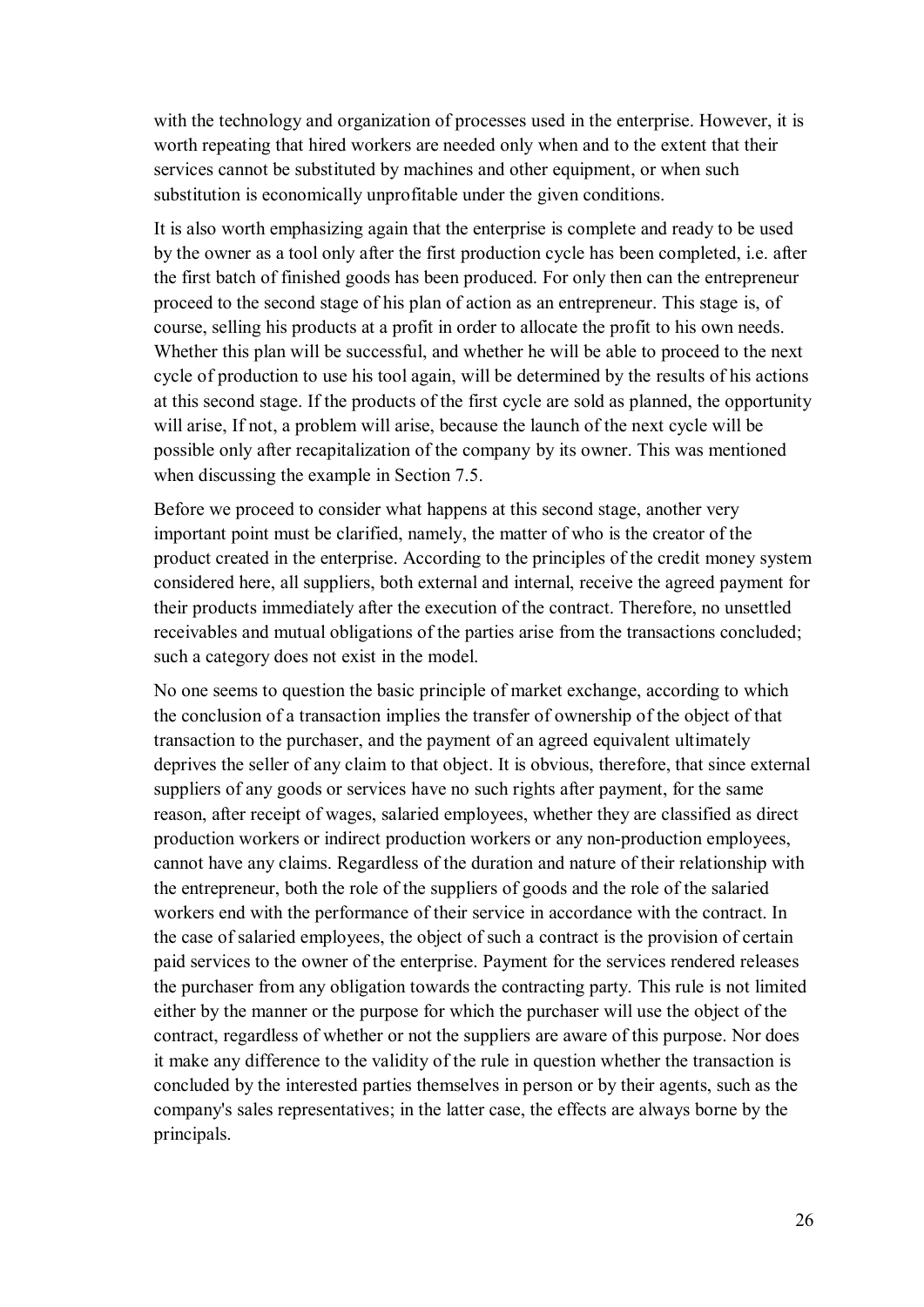with the technology and organization of processes used in the enterprise. However, it is worth repeating that hired workers are needed only when and to the extent that their services cannot be substituted by machines and other equipment, or when such substitution is economically unprofitable under the given conditions.

It is also worth emphasizing again that the enterprise is complete and ready to be used by the owner as a tool only after the first production cycle has been completed, i.e. after the first batch of finished goods has been produced. For only then can the entrepreneur proceed to the second stage of his plan of action as an entrepreneur. This stage is, of course, selling his products at a profit in order to allocate the profit to his own needs. Whether this plan will be successful, and whether he will be able to proceed to the next cycle of production to use his tool again, will be determined by the results of his actions at this second stage. If the products of the first cycle are sold as planned, the opportunity will arise, If not, a problem will arise, because the launch of the next cycle will be possible only after recapitalization of the company by its owner. This was mentioned when discussing the example in Section 7.5.

Before we proceed to consider what happens at this second stage, another very important point must be clarified, namely, the matter of who is the creator of the product created in the enterprise. According to the principles of the credit money system considered here, all suppliers, both external and internal, receive the agreed payment for their products immediately after the execution of the contract. Therefore, no unsettled receivables and mutual obligations of the parties arise from the transactions concluded; such a category does not exist in the model.

No one seems to question the basic principle of market exchange, according to which the conclusion of a transaction implies the transfer of ownership of the object of that transaction to the purchaser, and the payment of an agreed equivalent ultimately deprives the seller of any claim to that object. It is obvious, therefore, that since external suppliers of any goods or services have no such rights after payment, for the same reason, after receipt of wages, salaried employees, whether they are classified as direct production workers or indirect production workers or any non-production employees, cannot have any claims. Regardless of the duration and nature of their relationship with the entrepreneur, both the role of the suppliers of goods and the role of the salaried workers end with the performance of their service in accordance with the contract. In the case of salaried employees, the object of such a contract is the provision of certain paid services to the owner of the enterprise. Payment for the services rendered releases the purchaser from any obligation towards the contracting party. This rule is not limited either by the manner or the purpose for which the purchaser will use the object of the contract, regardless of whether or not the suppliers are aware of this purpose. Nor does it make any difference to the validity of the rule in question whether the transaction is concluded by the interested parties themselves in person or by their agents, such as the company's sales representatives; in the latter case, the effects are always borne by the principals.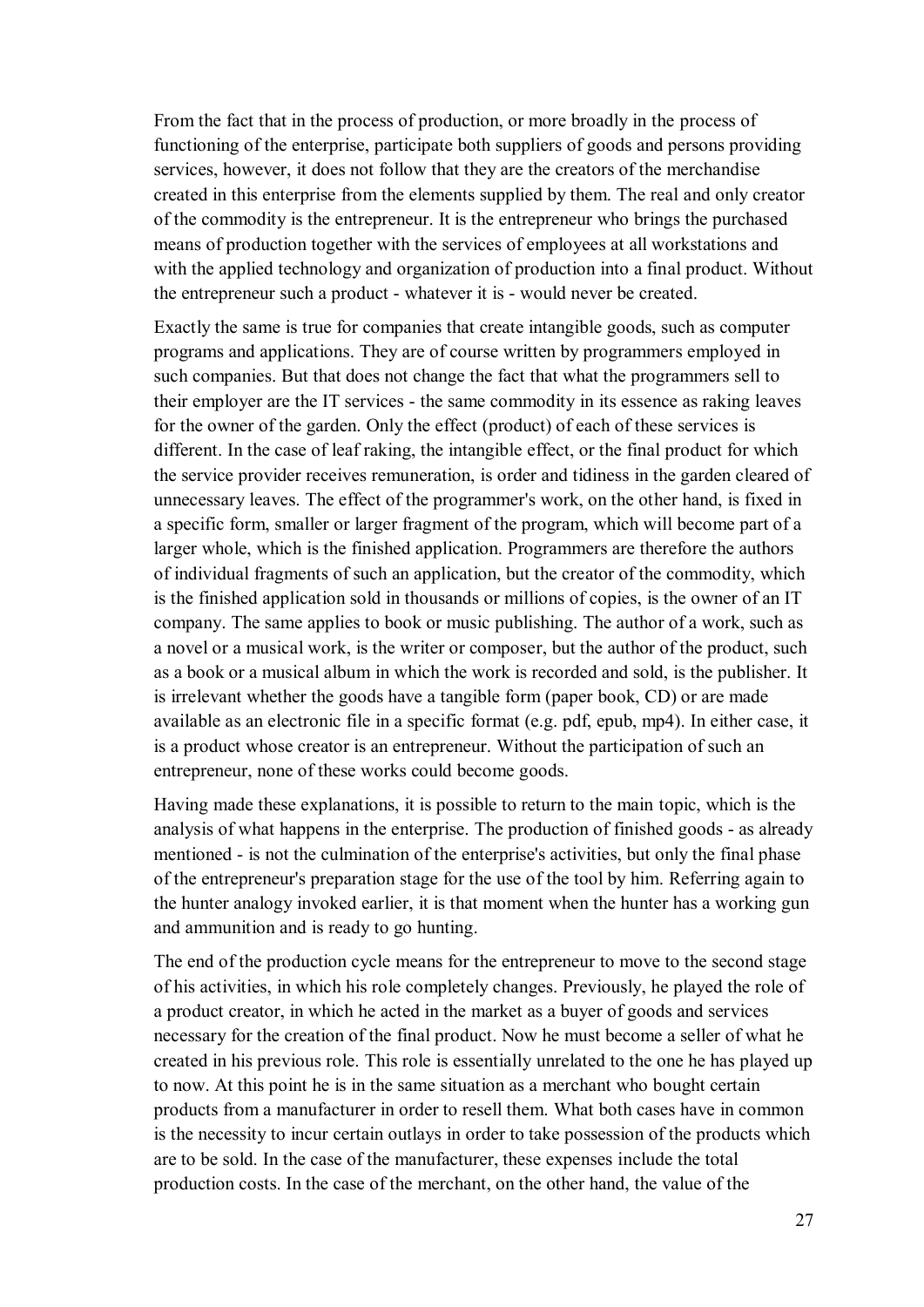From the fact that in the process of production, or more broadly in the process of functioning of the enterprise, participate both suppliers of goods and persons providing services, however, it does not follow that they are the creators of the merchandise created in this enterprise from the elements supplied by them. The real and only creator of the commodity is the entrepreneur. It is the entrepreneur who brings the purchased means of production together with the services of employees at all workstations and with the applied technology and organization of production into a final product. Without the entrepreneur such a product - whatever it is - would never be created.

Exactly the same is true for companies that create intangible goods, such as computer programs and applications. They are of course written by programmers employed in such companies. But that does not change the fact that what the programmers sell to their employer are the IT services - the same commodity in its essence as raking leaves for the owner of the garden. Only the effect (product) of each of these services is different. In the case of leaf raking, the intangible effect, or the final product for which the service provider receives remuneration, is order and tidiness in the garden cleared of unnecessary leaves. The effect of the programmer's work, on the other hand, is fixed in a specific form, smaller or larger fragment of the program, which will become part of a larger whole, which is the finished application. Programmers are therefore the authors of individual fragments of such an application, but the creator of the commodity, which is the finished application sold in thousands or millions of copies, is the owner of an IT company. The same applies to book or music publishing. The author of a work, such as a novel or a musical work, is the writer or composer, but the author of the product, such as a book or a musical album in which the work is recorded and sold, is the publisher. It is irrelevant whether the goods have a tangible form (paper book, CD) or are made available as an electronic file in a specific format (e.g. pdf, epub, mp4). In either case, it is a product whose creator is an entrepreneur. Without the participation of such an entrepreneur, none of these works could become goods.

Having made these explanations, it is possible to return to the main topic, which is the analysis of what happens in the enterprise. The production of finished goods - as already mentioned - is not the culmination of the enterprise's activities, but only the final phase of the entrepreneur's preparation stage for the use of the tool by him. Referring again to the hunter analogy invoked earlier, it is that moment when the hunter has a working gun and ammunition and is ready to go hunting.

The end of the production cycle means for the entrepreneur to move to the second stage of his activities, in which his role completely changes. Previously, he played the role of a product creator, in which he acted in the market as a buyer of goods and services necessary for the creation of the final product. Now he must become a seller of what he created in his previous role. This role is essentially unrelated to the one he has played up to now. At this point he is in the same situation as a merchant who bought certain products from a manufacturer in order to resell them. What both cases have in common is the necessity to incur certain outlays in order to take possession of the products which are to be sold. In the case of the manufacturer, these expenses include the total production costs. In the case of the merchant, on the other hand, the value of the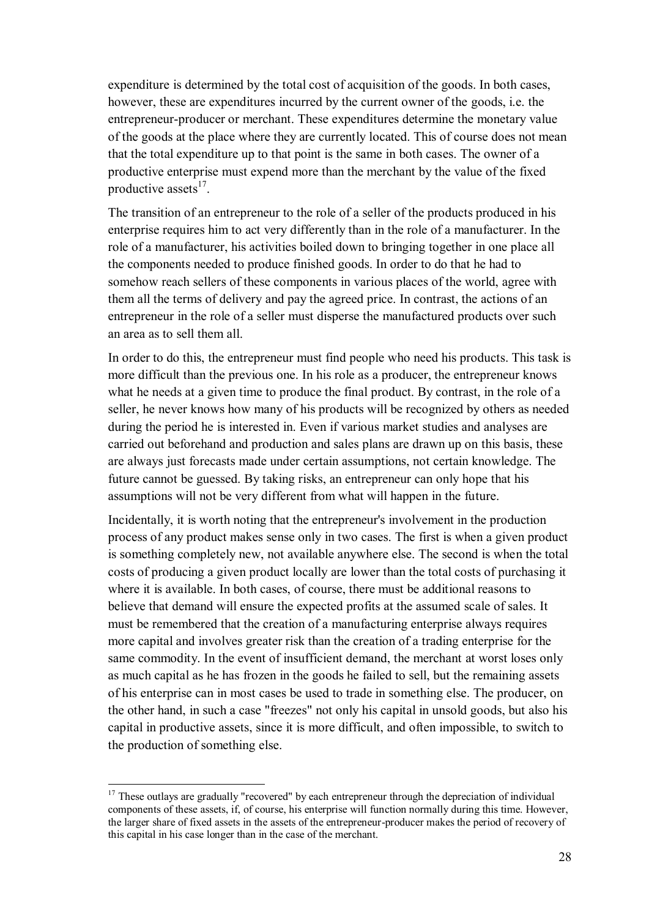expenditure is determined by the total cost of acquisition of the goods. In both cases, however, these are expenditures incurred by the current owner of the goods, i.e. the entrepreneur-producer or merchant. These expenditures determine the monetary value of the goods at the place where they are currently located. This of course does not mean that the total expenditure up to that point is the same in both cases. The owner of a productive enterprise must expend more than the merchant by the value of the fixed productive assets[17].

The transition of an entrepreneur to the role of a seller of the products produced in his enterprise requires him to act very differently than in the role of a manufacturer. In the role of a manufacturer, his activities boiled down to bringing together in one place all the components needed to produce finished goods. In order to do that he had to somehow reach sellers of these components in various places of the world, agree with them all the terms of delivery and pay the agreed price. In contrast, the actions of an entrepreneur in the role of a seller must disperse the manufactured products over such an area as to sell them all.

In order to do this, the entrepreneur must find people who need his products. This task is more difficult than the previous one. In his role as a producer, the entrepreneur knows what he needs at a given time to produce the final product. By contrast, in the role of a seller, he never knows how many of his products will be recognized by others as needed during the period he is interested in. Even if various market studies and analyses are carried out beforehand and production and sales plans are drawn up on this basis, these are always just forecasts made under certain assumptions, not certain knowledge. The future cannot be guessed. By taking risks, an entrepreneur can only hope that his assumptions will not be very different from what will happen in the future.

Incidentally, it is worth noting that the entrepreneur's involvement in the production process of any product makes sense only in two cases. The first is when a given product is something completely new, not available anywhere else. The second is when the total costs of producing a given product locally are lower than the total costs of purchasing it where it is available. In both cases, of course, there must be additional reasons to believe that demand will ensure the expected profits at the assumed scale of sales. It must be remembered that the creation of a manufacturing enterprise always requires more capital and involves greater risk than the creation of a trading enterprise for the same commodity. In the event of insufficient demand, the merchant at worst loses only as much capital as he has frozen in the goods he failed to sell, but the remaining assets of his enterprise can in most cases be used to trade in something else. The producer, on the other hand, in such a case "freezes" not only his capital in unsold goods, but also his capital in productive assets, since it is more difficult, and often impossible, to switch to the production of something else.

[17] These outlays are gradually "recovered" by each entrepreneur through the depreciation of individual components of these assets, if, of course, his enterprise will function normally during this time. However, the larger share of fixed assets in the assets of the entrepreneur-producer makes the period of recovery of this capital in his case longer than in the case of the merchant.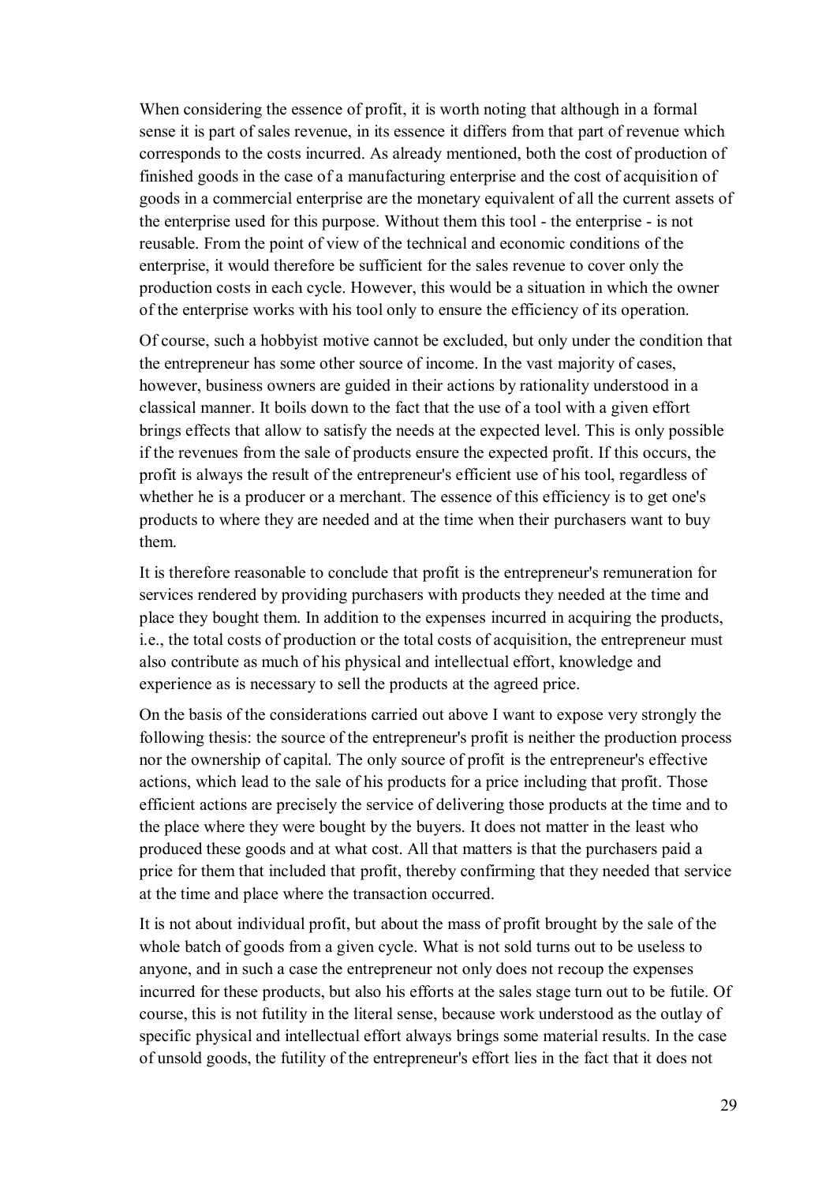When considering the essence of profit, it is worth noting that although in a formal sense it is part of sales revenue, in its essence it differs from that part of revenue which corresponds to the costs incurred. As already mentioned, both the cost of production of finished goods in the case of a manufacturing enterprise and the cost of acquisition of goods in a commercial enterprise are the monetary equivalent of all the current assets of the enterprise used for this purpose. Without them this tool - the enterprise - is not reusable. From the point of view of the technical and economic conditions of the enterprise, it would therefore be sufficient for the sales revenue to cover only the production costs in each cycle. However, this would be a situation in which the owner of the enterprise works with his tool only to ensure the efficiency of its operation.

Of course, such a hobbyist motive cannot be excluded, but only under the condition that the entrepreneur has some other source of income. In the vast majority of cases, however, business owners are guided in their actions by rationality understood in a classical manner. It boils down to the fact that the use of a tool with a given effort brings effects that allow to satisfy the needs at the expected level. This is only possible if the revenues from the sale of products ensure the expected profit. If this occurs, the profit is always the result of the entrepreneur's efficient use of his tool, regardless of whether he is a producer or a merchant. The essence of this efficiency is to get one's products to where they are needed and at the time when their purchasers want to buy them.

It is therefore reasonable to conclude that profit is the entrepreneur's remuneration for services rendered by providing purchasers with products they needed at the time and place they bought them. In addition to the expenses incurred in acquiring the products, i.e., the total costs of production or the total costs of acquisition, the entrepreneur must also contribute as much of his physical and intellectual effort, knowledge and experience as is necessary to sell the products at the agreed price.

On the basis of the considerations carried out above I want to expose very strongly the following thesis: the source of the entrepreneur's profit is neither the production process nor the ownership of capital. The only source of profit is the entrepreneur's effective actions, which lead to the sale of his products for a price including that profit. Those efficient actions are precisely the service of delivering those products at the time and to the place where they were bought by the buyers. It does not matter in the least who produced these goods and at what cost. All that matters is that the purchasers paid a price for them that included that profit, thereby confirming that they needed that service at the time and place where the transaction occurred.

It is not about individual profit, but about the mass of profit brought by the sale of the whole batch of goods from a given cycle. What is not sold turns out to be useless to anyone, and in such a case the entrepreneur not only does not recoup the expenses incurred for these products, but also his efforts at the sales stage turn out to be futile. Of course, this is not futility in the literal sense, because work understood as the outlay of specific physical and intellectual effort always brings some material results. In the case of unsold goods, the futility of the entrepreneur's effort lies in the fact that it does not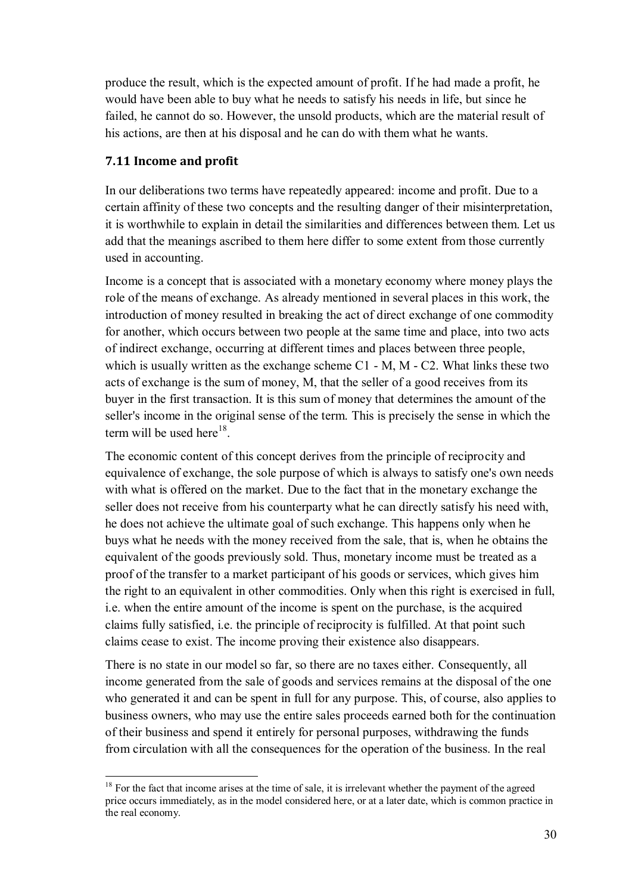produce the result, which is the expected amount of profit. If he had made a profit, he would have been able to buy what he needs to satisfy his needs in life, but since he failed, he cannot do so. However, the unsold products, which are the material result of his actions, are then at his disposal and he can do with them what he wants.

### 7.11 Income and profit

In our deliberations two terms have repeatedly appeared: income and profit. Due to a certain affinity of these two concepts and the resulting danger of their misinterpretation, it is worthwhile to explain in detail the similarities and differences between them. Let us add that the meanings ascribed to them here differ to some extent from those currently used in accounting.

Income is a concept that is associated with a monetary economy where money plays the role of the means of exchange. As already mentioned in several places in this work, the introduction of money resulted in breaking the act of direct exchange of one commodity for another, which occurs between two people at the same time and place, into two acts of indirect exchange, occurring at different times and places between three people, which is usually written as the exchange scheme C1 - M, M - C2. What links these two acts of exchange is the sum of money, M, that the seller of a good receives from its buyer in the first transaction. It is this sum of money that determines the amount of the seller's income in the original sense of the term. This is precisely the sense in which the term will be used here[18].

The economic content of this concept derives from the principle of reciprocity and equivalence of exchange, the sole purpose of which is always to satisfy one's own needs with what is offered on the market. Due to the fact that in the monetary exchange the seller does not receive from his counterparty what he can directly satisfy his need with, he does not achieve the ultimate goal of such exchange. This happens only when he buys what he needs with the money received from the sale, that is, when he obtains the equivalent of the goods previously sold. Thus, monetary income must be treated as a proof of the transfer to a market participant of his goods or services, which gives him the right to an equivalent in other commodities. Only when this right is exercised in full, i.e. when the entire amount of the income is spent on the purchase, is the acquired claims fully satisfied, i.e. the principle of reciprocity is fulfilled. At that point such claims cease to exist. The income proving their existence also disappears.

There is no state in our model so far, so there are no taxes either. Consequently, all income generated from the sale of goods and services remains at the disposal of the one who generated it and can be spent in full for any purpose. This, of course, also applies to business owners, who may use the entire sales proceeds earned both for the continuation of their business and spend it entirely for personal purposes, withdrawing the funds from circulation with all the consequences for the operation of the business. In the real

[18] For the fact that income arises at the time of sale, it is irrelevant whether the payment of the agreed price occurs immediately, as in the model considered here, or at a later date, which is common practice in the real economy.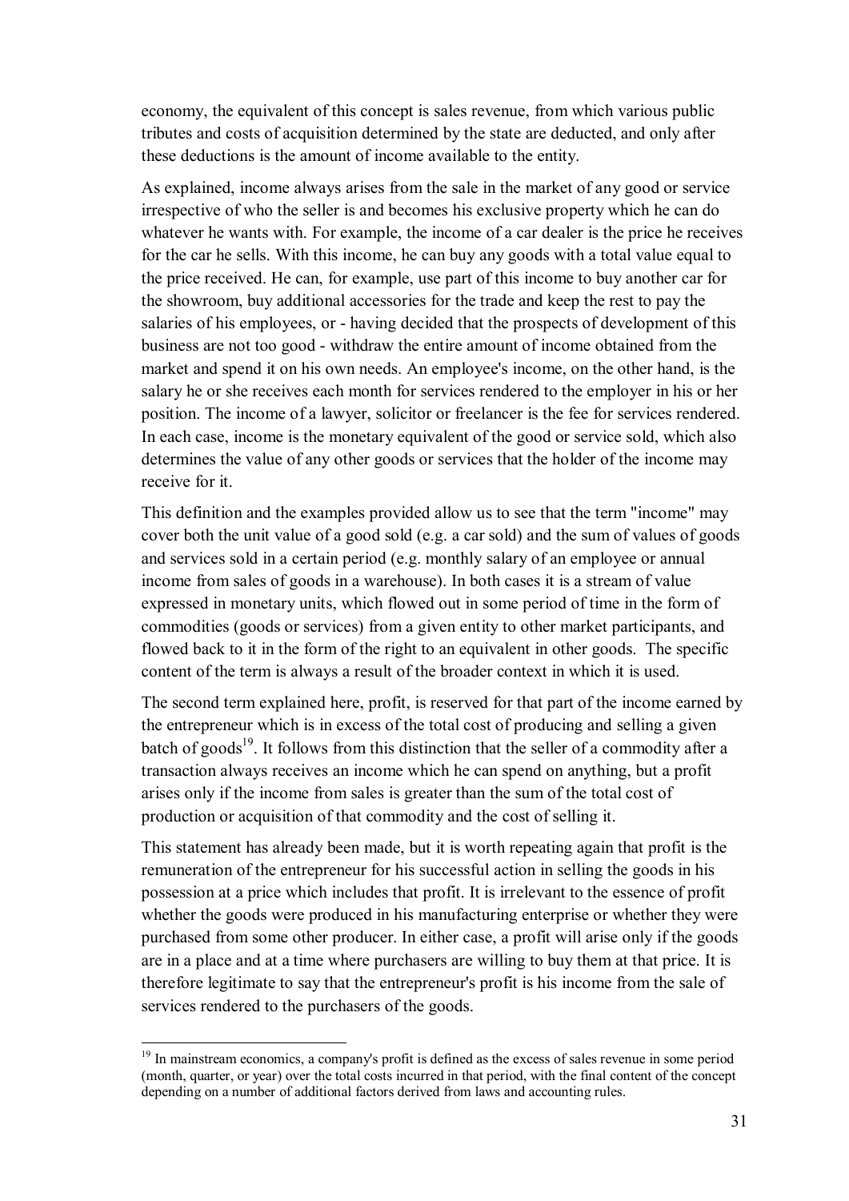economy, the equivalent of this concept is sales revenue, from which various public tributes and costs of acquisition determined by the state are deducted, and only after these deductions is the amount of income available to the entity.

As explained, income always arises from the sale in the market of any good or service irrespective of who the seller is and becomes his exclusive property which he can do whatever he wants with. For example, the income of a car dealer is the price he receives for the car he sells. With this income, he can buy any goods with a total value equal to the price received. He can, for example, use part of this income to buy another car for the showroom, buy additional accessories for the trade and keep the rest to pay the salaries of his employees, or - having decided that the prospects of development of this business are not too good - withdraw the entire amount of income obtained from the market and spend it on his own needs. An employee's income, on the other hand, is the salary he or she receives each month for services rendered to the employer in his or her position. The income of a lawyer, solicitor or freelancer is the fee for services rendered. In each case, income is the monetary equivalent of the good or service sold, which also determines the value of any other goods or services that the holder of the income may receive for it.

This definition and the examples provided allow us to see that the term "income" may cover both the unit value of a good sold (e.g. a car sold) and the sum of values of goods and services sold in a certain period (e.g. monthly salary of an employee or annual income from sales of goods in a warehouse). In both cases it is a stream of value expressed in monetary units, which flowed out in some period of time in the form of commodities (goods or services) from a given entity to other market participants, and flowed back to it in the form of the right to an equivalent in other goods. The specific content of the term is always a result of the broader context in which it is used.

The second term explained here, profit, is reserved for that part of the income earned by the entrepreneur which is in excess of the total cost of producing and selling a given batch of goods[19]. It follows from this distinction that the seller of a commodity after a transaction always receives an income which he can spend on anything, but a profit arises only if the income from sales is greater than the sum of the total cost of production or acquisition of that commodity and the cost of selling it.

This statement has already been made, but it is worth repeating again that profit is the remuneration of the entrepreneur for his successful action in selling the goods in his possession at a price which includes that profit. It is irrelevant to the essence of profit whether the goods were produced in his manufacturing enterprise or whether they were purchased from some other producer. In either case, a profit will arise only if the goods are in a place and at a time where purchasers are willing to buy them at that price. It is therefore legitimate to say that the entrepreneur's profit is his income from the sale of services rendered to the purchasers of the goods.

---

[19] In mainstream economics, a company's profit is defined as the excess of sales revenue in some period (month, quarter, or year) over the total costs incurred in that period, with the final content of the concept depending on a number of additional factors derived from laws and accounting rules.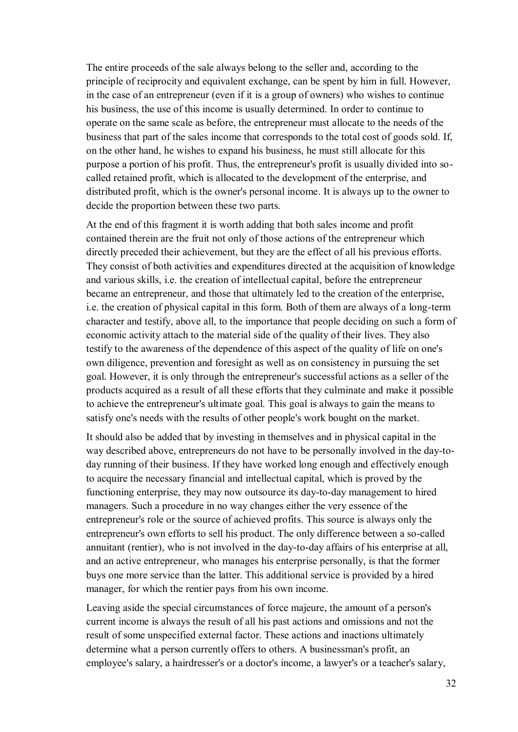The entire proceeds of the sale always belong to the seller and, according to the principle of reciprocity and equivalent exchange, can be spent by him in full. However, in the case of an entrepreneur (even if it is a group of owners) who wishes to continue his business, the use of this income is usually determined. In order to continue to operate on the same scale as before, the entrepreneur must allocate to the needs of the business that part of the sales income that corresponds to the total cost of goods sold. If, on the other hand, he wishes to expand his business, he must still allocate for this purpose a portion of his profit. Thus, the entrepreneur's profit is usually divided into so-called retained profit, which is allocated to the development of the enterprise, and distributed profit, which is the owner's personal income. It is always up to the owner to decide the proportion between these two parts.

At the end of this fragment it is worth adding that both sales income and profit contained therein are the fruit not only of those actions of the entrepreneur which directly preceded their achievement, but they are the effect of all his previous efforts. They consist of both activities and expenditures directed at the acquisition of knowledge and various skills, i.e. the creation of intellectual capital, before the entrepreneur became an entrepreneur, and those that ultimately led to the creation of the enterprise, i.e. the creation of physical capital in this form. Both of them are always of a long-term character and testify, above all, to the importance that people deciding on such a form of economic activity attach to the material side of the quality of their lives. They also testify to the awareness of the dependence of this aspect of the quality of life on one's own diligence, prevention and foresight as well as on consistency in pursuing the set goal. However, it is only through the entrepreneur's successful actions as a seller of the products acquired as a result of all these efforts that they culminate and make it possible to achieve the entrepreneur's ultimate goal. This goal is always to gain the means to satisfy one's needs with the results of other people's work bought on the market.

It should also be added that by investing in themselves and in physical capital in the way described above, entrepreneurs do not have to be personally involved in the day-to-day running of their business. If they have worked long enough and effectively enough to acquire the necessary financial and intellectual capital, which is proved by the functioning enterprise, they may now outsource its day-to-day management to hired managers. Such a procedure in no way changes either the very essence of the entrepreneur's role or the source of achieved profits. This source is always only the entrepreneur's own efforts to sell his product. The only difference between a so-called annuitant (rentier), who is not involved in the day-to-day affairs of his enterprise at all, and an active entrepreneur, who manages his enterprise personally, is that the former buys one more service than the latter. This additional service is provided by a hired manager, for which the rentier pays from his own income.

Leaving aside the special circumstances of force majeure, the amount of a person's current income is always the result of all his past actions and omissions and not the result of some unspecified external factor. These actions and inactions ultimately determine what a person currently offers to others. A businessman's profit, an employee's salary, a hairdresser's or a doctor's income, a lawyer's or a teacher's salary,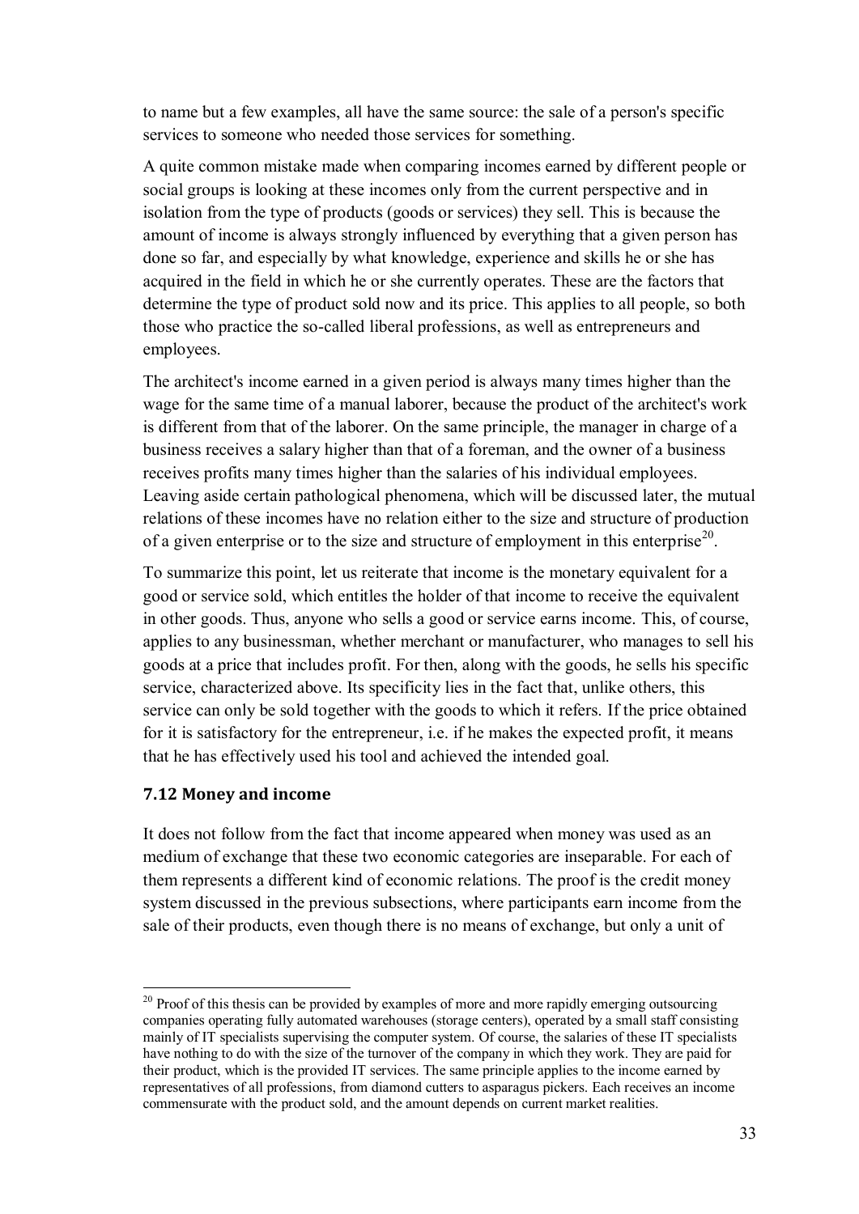to name but a few examples, all have the same source: the sale of a person's specific services to someone who needed those services for something.

A quite common mistake made when comparing incomes earned by different people or social groups is looking at these incomes only from the current perspective and in isolation from the type of products (goods or services) they sell. This is because the amount of income is always strongly influenced by everything that a given person has done so far, and especially by what knowledge, experience and skills he or she has acquired in the field in which he or she currently operates. These are the factors that determine the type of product sold now and its price. This applies to all people, so both those who practice the so-called liberal professions, as well as entrepreneurs and employees.

The architect's income earned in a given period is always many times higher than the wage for the same time of a manual laborer, because the product of the architect's work is different from that of the laborer. On the same principle, the manager in charge of a business receives a salary higher than that of a foreman, and the owner of a business receives profits many times higher than the salaries of his individual employees. Leaving aside certain pathological phenomena, which will be discussed later, the mutual relations of these incomes have no relation either to the size and structure of production of a given enterprise or to the size and structure of employment in this enterprise[20].

To summarize this point, let us reiterate that income is the monetary equivalent for a good or service sold, which entitles the holder of that income to receive the equivalent in other goods. Thus, anyone who sells a good or service earns income. This, of course, applies to any businessman, whether merchant or manufacturer, who manages to sell his goods at a price that includes profit. For then, along with the goods, he sells his specific service, characterized above. Its specificity lies in the fact that, unlike others, this service can only be sold together with the goods to which it refers. If the price obtained for it is satisfactory for the entrepreneur, i.e. if he makes the expected profit, it means that he has effectively used his tool and achieved the intended goal.

### 7.12 Money and income

It does not follow from the fact that income appeared when money was used as an medium of exchange that these two economic categories are inseparable. For each of them represents a different kind of economic relations. The proof is the credit money system discussed in the previous subsections, where participants earn income from the sale of their products, even though there is no means of exchange, but only a unit of

---

[20] Proof of this thesis can be provided by examples of more and more rapidly emerging outsourcing companies operating fully automated warehouses (storage centers), operated by a small staff consisting mainly of IT specialists supervising the computer system. Of course, the salaries of these IT specialists have nothing to do with the size of the turnover of the company in which they work. They are paid for their product, which is the provided IT services. The same principle applies to the income earned by representatives of all professions, from diamond cutters to asparagus pickers. Each receives an income commensurate with the product sold, and the amount depends on current market realities.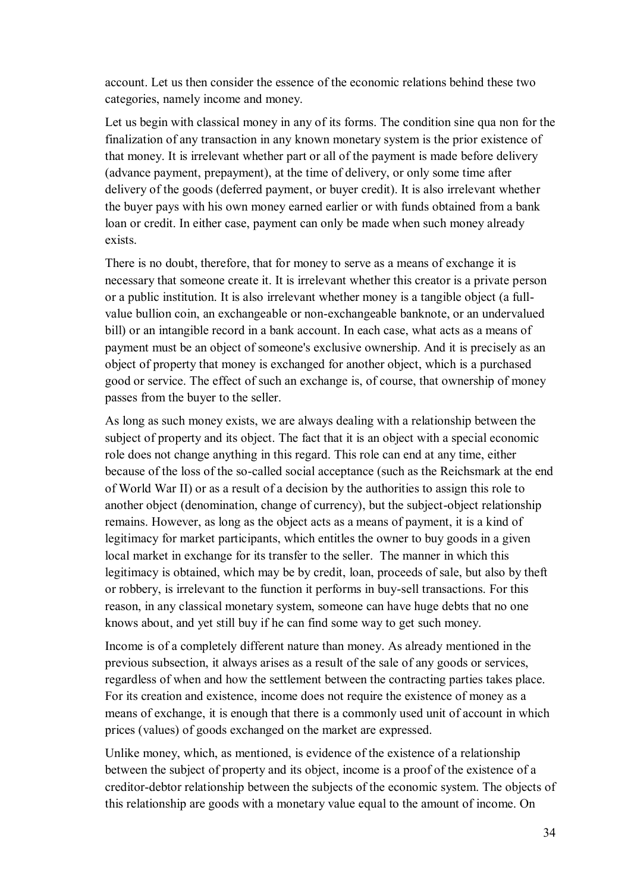account. Let us then consider the essence of the economic relations behind these two categories, namely income and money.

Let us begin with classical money in any of its forms. The condition sine qua non for the finalization of any transaction in any known monetary system is the prior existence of that money. It is irrelevant whether part or all of the payment is made before delivery (advance payment, prepayment), at the time of delivery, or only some time after delivery of the goods (deferred payment, or buyer credit). It is also irrelevant whether the buyer pays with his own money earned earlier or with funds obtained from a bank loan or credit. In either case, payment can only be made when such money already exists.

There is no doubt, therefore, that for money to serve as a means of exchange it is necessary that someone create it. It is irrelevant whether this creator is a private person or a public institution. It is also irrelevant whether money is a tangible object (a full-value bullion coin, an exchangeable or non-exchangeable banknote, or an undervalued bill) or an intangible record in a bank account. In each case, what acts as a means of payment must be an object of someone's exclusive ownership. And it is precisely as an object of property that money is exchanged for another object, which is a purchased good or service. The effect of such an exchange is, of course, that ownership of money passes from the buyer to the seller.

As long as such money exists, we are always dealing with a relationship between the subject of property and its object. The fact that it is an object with a special economic role does not change anything in this regard. This role can end at any time, either because of the loss of the so-called social acceptance (such as the Reichsmark at the end of World War II) or as a result of a decision by the authorities to assign this role to another object (denomination, change of currency), but the subject-object relationship remains. However, as long as the object acts as a means of payment, it is a kind of legitimacy for market participants, which entitles the owner to buy goods in a given local market in exchange for its transfer to the seller. The manner in which this legitimacy is obtained, which may be by credit, loan, proceeds of sale, but also by theft or robbery, is irrelevant to the function it performs in buy-sell transactions. For this reason, in any classical monetary system, someone can have huge debts that no one knows about, and yet still buy if he can find some way to get such money.

Income is of a completely different nature than money. As already mentioned in the previous subsection, it always arises as a result of the sale of any goods or services, regardless of when and how the settlement between the contracting parties takes place. For its creation and existence, income does not require the existence of money as a means of exchange, it is enough that there is a commonly used unit of account in which prices (values) of goods exchanged on the market are expressed.

Unlike money, which, as mentioned, is evidence of the existence of a relationship between the subject of property and its object, income is a proof of the existence of a creditor-debtor relationship between the subjects of the economic system. The objects of this relationship are goods with a monetary value equal to the amount of income. On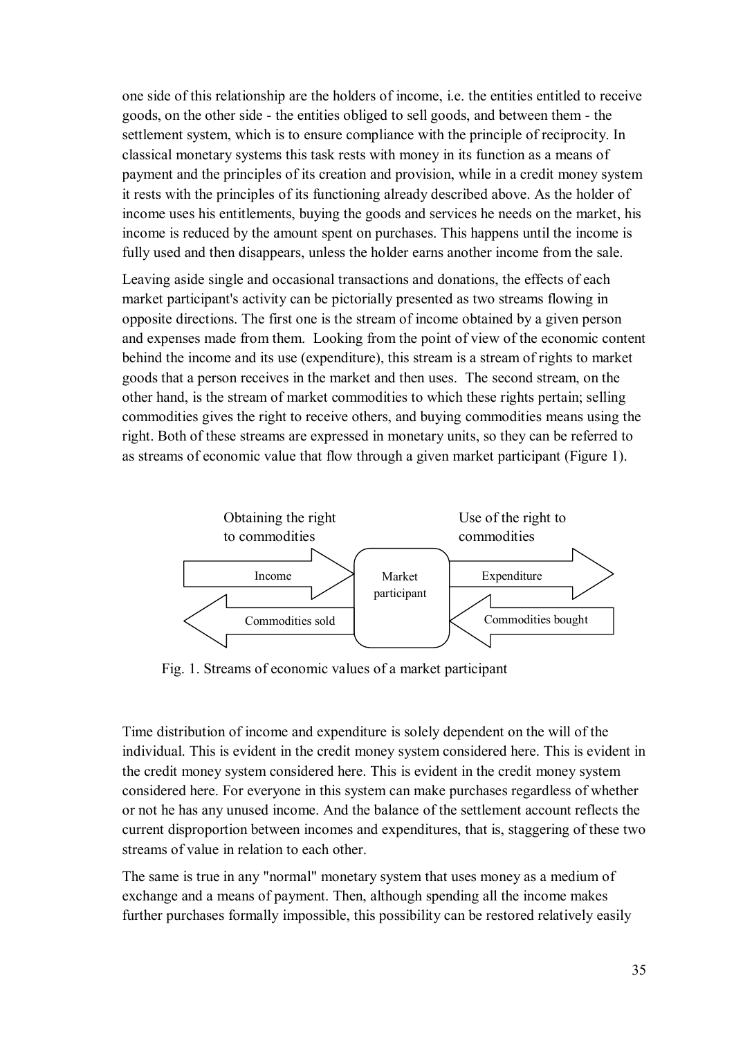one side of this relationship are the holders of income, i.e. the entities entitled to receive goods, on the other side - the entities obliged to sell goods, and between them - the settlement system, which is to ensure compliance with the principle of reciprocity. In classical monetary systems this task rests with money in its function as a means of payment and the principles of its creation and provision, while in a credit money system it rests with the principles of its functioning already described above. As the holder of income uses his entitlements, buying the goods and services he needs on the market, his income is reduced by the amount spent on purchases. This happens until the income is fully used and then disappears, unless the holder earns another income from the sale.

Leaving aside single and occasional transactions and donations, the effects of each market participant's activity can be pictorially presented as two streams flowing in opposite directions. The first one is the stream of income obtained by a given person and expenses made from them. Looking from the point of view of the economic content behind the income and its use (expenditure), this stream is a stream of rights to market goods that a person receives in the market and then uses. The second stream, on the other hand, is the stream of market commodities to which these rights pertain; selling commodities gives the right to receive others, and buying commodities means using the right. Both of these streams are expressed in monetary units, so they can be referred to as streams of economic value that flow through a given market participant (Figure 1).

Fig. 1. Streams of economic values of a market participant

Time distribution of income and expenditure is solely dependent on the will of the individual. This is evident in the credit money system considered here. This is evident in the credit money system considered here. This is evident in the credit money system considered here. For everyone in this system can make purchases regardless of whether or not he has any unused income. And the balance of the settlement account reflects the current disproportion between incomes and expenditures, that is, staggering of these two streams of value in relation to each other.

The same is true in any "normal" monetary system that uses money as a medium of exchange and a means of payment. Then, although spending all the income makes further purchases formally impossible, this possibility can be restored relatively easily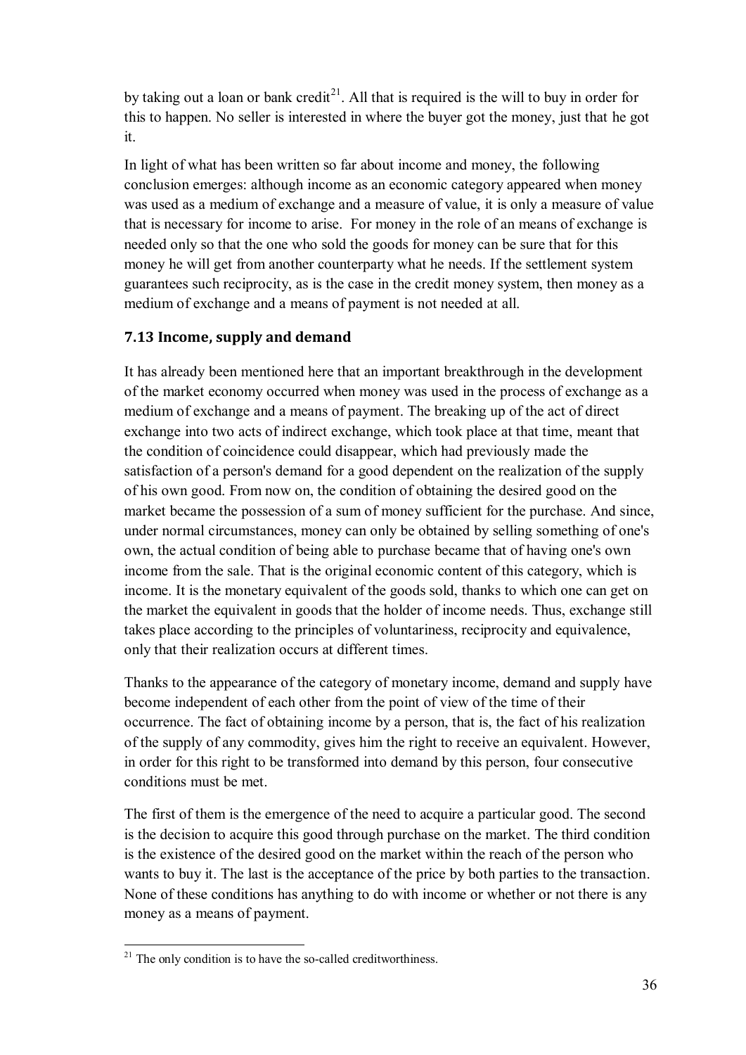by taking out a loan or bank credit[21]. All that is required is the will to buy in order for this to happen. No seller is interested in where the buyer got the money, just that he got it.

In light of what has been written so far about income and money, the following conclusion emerges: although income as an economic category appeared when money was used as a medium of exchange and a measure of value, it is only a measure of value that is necessary for income to arise. For money in the role of an means of exchange is needed only so that the one who sold the goods for money can be sure that for this money he will get from another counterparty what he needs. If the settlement system guarantees such reciprocity, as is the case in the credit money system, then money as a medium of exchange and a means of payment is not needed at all.

### 7.13 Income, supply and demand

It has already been mentioned here that an important breakthrough in the development of the market economy occurred when money was used in the process of exchange as a medium of exchange and a means of payment. The breaking up of the act of direct exchange into two acts of indirect exchange, which took place at that time, meant that the condition of coincidence could disappear, which had previously made the satisfaction of a person's demand for a good dependent on the realization of the supply of his own good. From now on, the condition of obtaining the desired good on the market became the possession of a sum of money sufficient for the purchase. And since, under normal circumstances, money can only be obtained by selling something of one's own, the actual condition of being able to purchase became that of having one's own income from the sale. That is the original economic content of this category, which is income. It is the monetary equivalent of the goods sold, thanks to which one can get on the market the equivalent in goods that the holder of income needs. Thus, exchange still takes place according to the principles of voluntariness, reciprocity and equivalence, only that their realization occurs at different times.

Thanks to the appearance of the category of monetary income, demand and supply have become independent of each other from the point of view of the time of their occurrence. The fact of obtaining income by a person, that is, the fact of his realization of the supply of any commodity, gives him the right to receive an equivalent. However, in order for this right to be transformed into demand by this person, four consecutive conditions must be met.

The first of them is the emergence of the need to acquire a particular good. The second is the decision to acquire this good through purchase on the market. The third condition is the existence of the desired good on the market within the reach of the person who wants to buy it. The last is the acceptance of the price by both parties to the transaction. None of these conditions has anything to do with income or whether or not there is any money as a means of payment.

[21] The only condition is to have the so-called creditworthiness.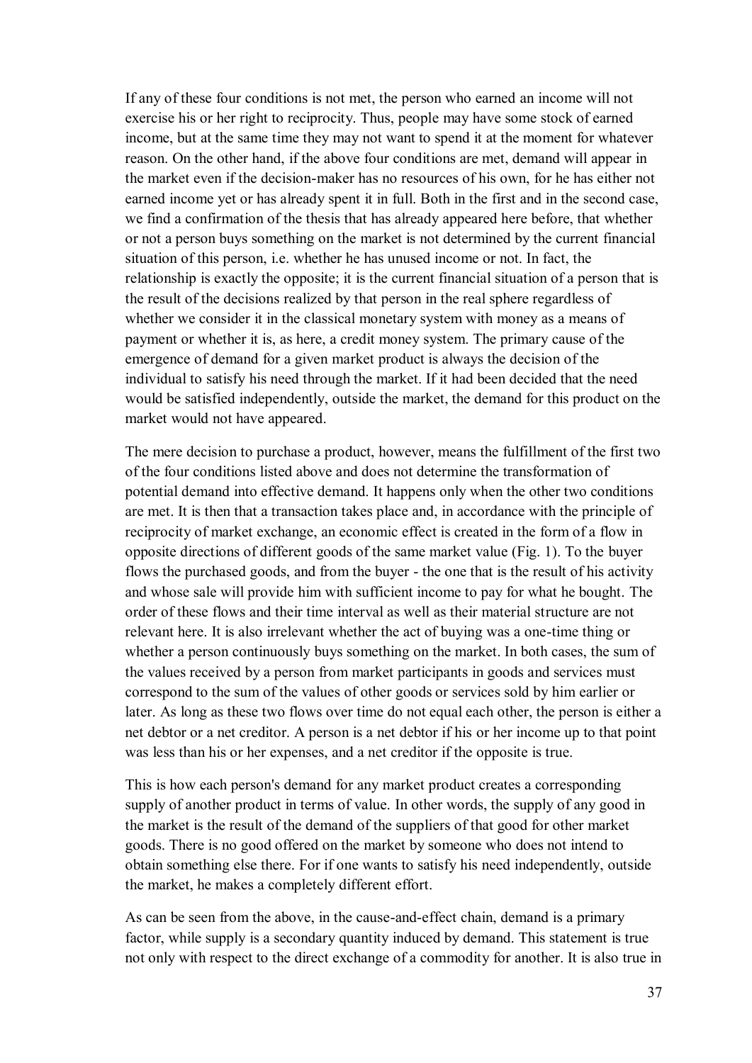If any of these four conditions is not met, the person who earned an income will not exercise his or her right to reciprocity. Thus, people may have some stock of earned income, but at the same time they may not want to spend it at the moment for whatever reason. On the other hand, if the above four conditions are met, demand will appear in the market even if the decision-maker has no resources of his own, for he has either not earned income yet or has already spent it in full. Both in the first and in the second case, we find a confirmation of the thesis that has already appeared here before, that whether or not a person buys something on the market is not determined by the current financial situation of this person, i.e. whether he has unused income or not. In fact, the relationship is exactly the opposite; it is the current financial situation of a person that is the result of the decisions realized by that person in the real sphere regardless of whether we consider it in the classical monetary system with money as a means of payment or whether it is, as here, a credit money system. The primary cause of the emergence of demand for a given market product is always the decision of the individual to satisfy his need through the market. If it had been decided that the need would be satisfied independently, outside the market, the demand for this product on the market would not have appeared.

The mere decision to purchase a product, however, means the fulfillment of the first two of the four conditions listed above and does not determine the transformation of potential demand into effective demand. It happens only when the other two conditions are met. It is then that a transaction takes place and, in accordance with the principle of reciprocity of market exchange, an economic effect is created in the form of a flow in opposite directions of different goods of the same market value (Fig. 1). To the buyer flows the purchased goods, and from the buyer - the one that is the result of his activity and whose sale will provide him with sufficient income to pay for what he bought. The order of these flows and their time interval as well as their material structure are not relevant here. It is also irrelevant whether the act of buying was a one-time thing or whether a person continuously buys something on the market. In both cases, the sum of the values received by a person from market participants in goods and services must correspond to the sum of the values of other goods or services sold by him earlier or later. As long as these two flows over time do not equal each other, the person is either a net debtor or a net creditor. A person is a net debtor if his or her income up to that point was less than his or her expenses, and a net creditor if the opposite is true.

This is how each person's demand for any market product creates a corresponding supply of another product in terms of value. In other words, the supply of any good in the market is the result of the demand of the suppliers of that good for other market goods. There is no good offered on the market by someone who does not intend to obtain something else there. For if one wants to satisfy his need independently, outside the market, he makes a completely different effort.

As can be seen from the above, in the cause-and-effect chain, demand is a primary factor, while supply is a secondary quantity induced by demand. This statement is true not only with respect to the direct exchange of a commodity for another. It is also true in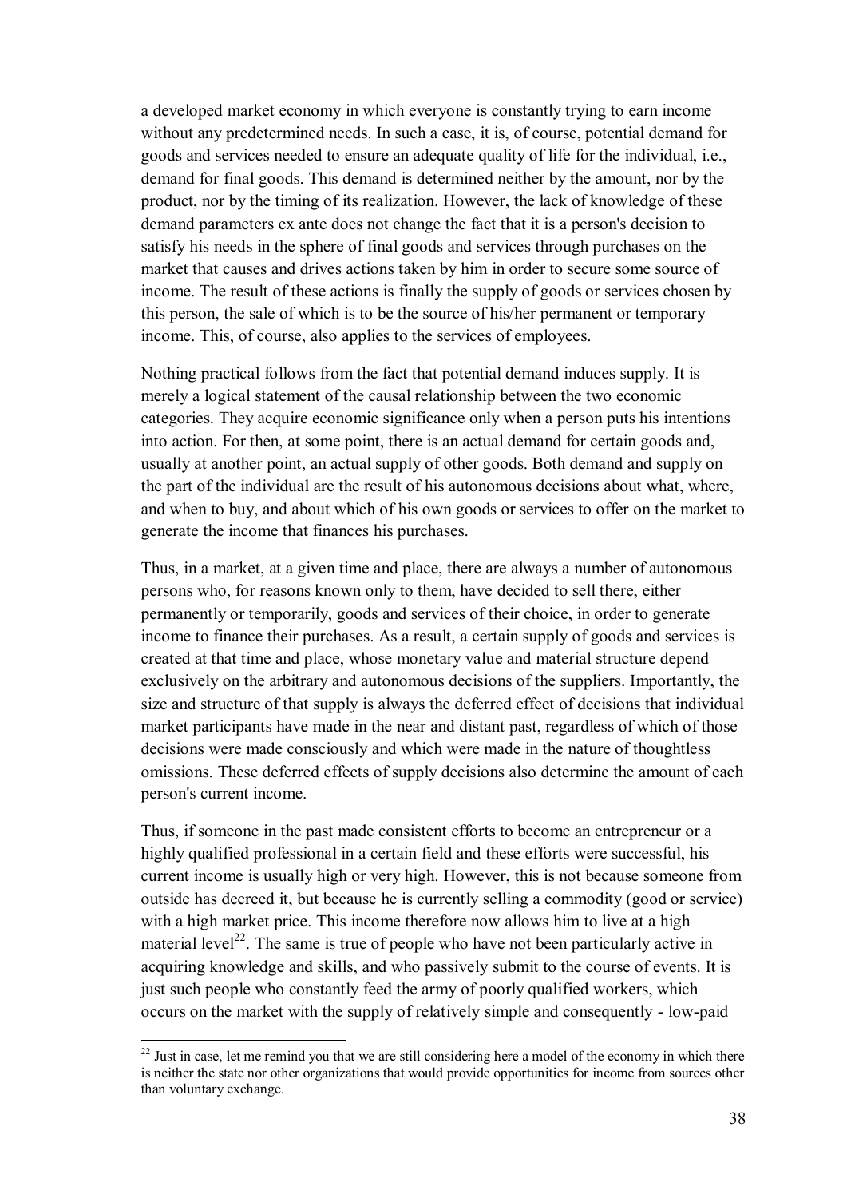a developed market economy in which everyone is constantly trying to earn income without any predetermined needs. In such a case, it is, of course, potential demand for goods and services needed to ensure an adequate quality of life for the individual, i.e., demand for final goods. This demand is determined neither by the amount, nor by the product, nor by the timing of its realization. However, the lack of knowledge of these demand parameters ex ante does not change the fact that it is a person's decision to satisfy his needs in the sphere of final goods and services through purchases on the market that causes and drives actions taken by him in order to secure some source of income. The result of these actions is finally the supply of goods or services chosen by this person, the sale of which is to be the source of his/her permanent or temporary income. This, of course, also applies to the services of employees.

Nothing practical follows from the fact that potential demand induces supply. It is merely a logical statement of the causal relationship between the two economic categories. They acquire economic significance only when a person puts his intentions into action. For then, at some point, there is an actual demand for certain goods and, usually at another point, an actual supply of other goods. Both demand and supply on the part of the individual are the result of his autonomous decisions about what, where, and when to buy, and about which of his own goods or services to offer on the market to generate the income that finances his purchases.

Thus, in a market, at a given time and place, there are always a number of autonomous persons who, for reasons known only to them, have decided to sell there, either permanently or temporarily, goods and services of their choice, in order to generate income to finance their purchases. As a result, a certain supply of goods and services is created at that time and place, whose monetary value and material structure depend exclusively on the arbitrary and autonomous decisions of the suppliers. Importantly, the size and structure of that supply is always the deferred effect of decisions that individual market participants have made in the near and distant past, regardless of which of those decisions were made consciously and which were made in the nature of thoughtless omissions. These deferred effects of supply decisions also determine the amount of each person's current income.

Thus, if someone in the past made consistent efforts to become an entrepreneur or a highly qualified professional in a certain field and these efforts were successful, his current income is usually high or very high. However, this is not because someone from outside has decreed it, but because he is currently selling a commodity (good or service) with a high market price. This income therefore now allows him to live at a high material level[22]. The same is true of people who have not been particularly active in acquiring knowledge and skills, and who passively submit to the course of events. It is just such people who constantly feed the army of poorly qualified workers, which occurs on the market with the supply of relatively simple and consequently - low-paid

[22] Just in case, let me remind you that we are still considering here a model of the economy in which there is neither the state nor other organizations that would provide opportunities for income from sources other than voluntary exchange.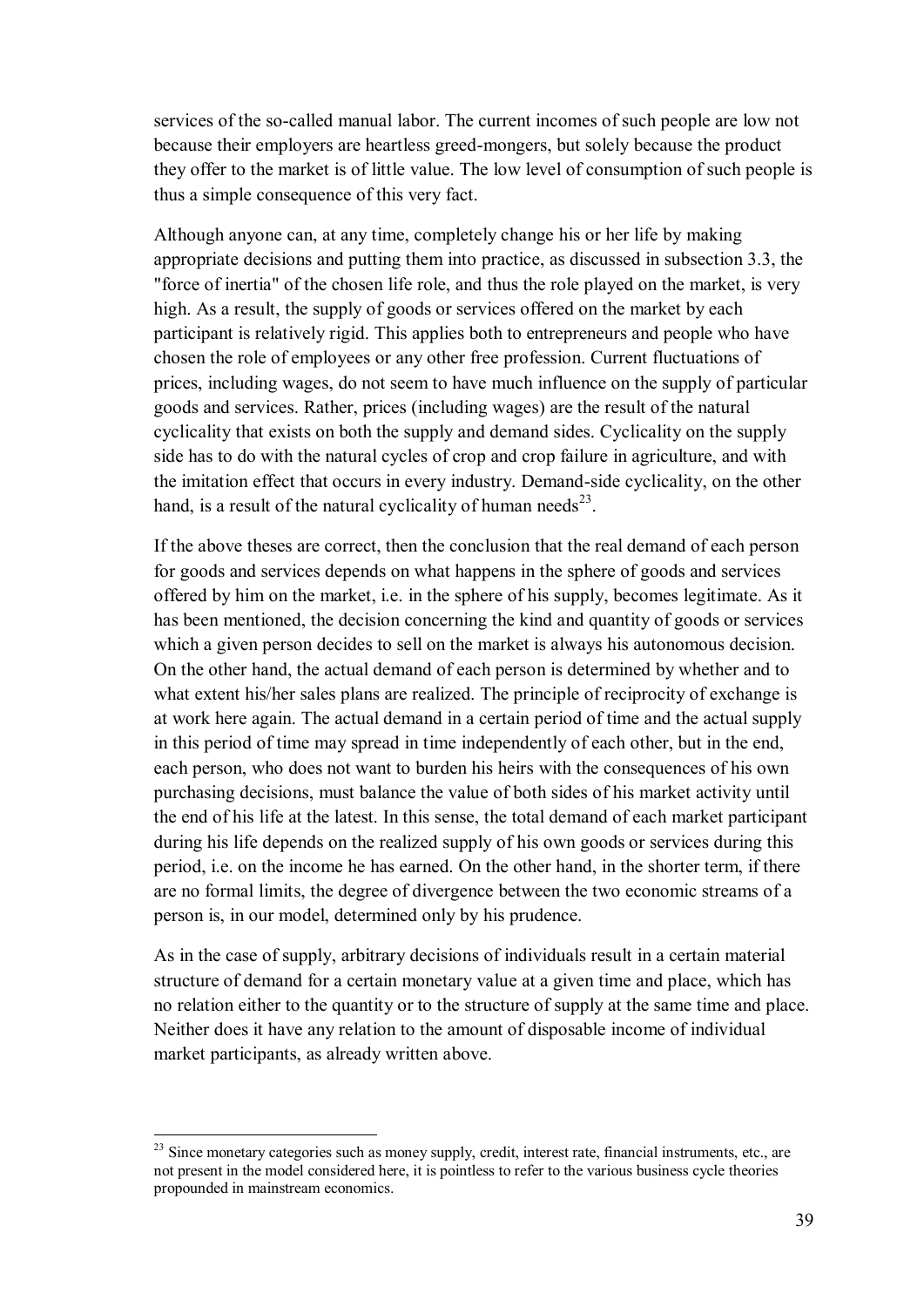services of the so-called manual labor. The current incomes of such people are low not because their employers are heartless greed-mongers, but solely because the product they offer to the market is of little value. The low level of consumption of such people is thus a simple consequence of this very fact.

Although anyone can, at any time, completely change his or her life by making appropriate decisions and putting them into practice, as discussed in subsection 3.3, the "force of inertia" of the chosen life role, and thus the role played on the market, is very high. As a result, the supply of goods or services offered on the market by each participant is relatively rigid. This applies both to entrepreneurs and people who have chosen the role of employees or any other free profession. Current fluctuations of prices, including wages, do not seem to have much influence on the supply of particular goods and services. Rather, prices (including wages) are the result of the natural cyclicality that exists on both the supply and demand sides. Cyclicality on the supply side has to do with the natural cycles of crop and crop failure in agriculture, and with the imitation effect that occurs in every industry. Demand-side cyclicality, on the other hand, is a result of the natural cyclicality of human needs[23].

If the above theses are correct, then the conclusion that the real demand of each person for goods and services depends on what happens in the sphere of goods and services offered by him on the market, i.e. in the sphere of his supply, becomes legitimate. As it has been mentioned, the decision concerning the kind and quantity of goods or services which a given person decides to sell on the market is always his autonomous decision. On the other hand, the actual demand of each person is determined by whether and to what extent his/her sales plans are realized. The principle of reciprocity of exchange is at work here again. The actual demand in a certain period of time and the actual supply in this period of time may spread in time independently of each other, but in the end, each person, who does not want to burden his heirs with the consequences of his own purchasing decisions, must balance the value of both sides of his market activity until the end of his life at the latest. In this sense, the total demand of each market participant during his life depends on the realized supply of his own goods or services during this period, i.e. on the income he has earned. On the other hand, in the shorter term, if there are no formal limits, the degree of divergence between the two economic streams of a person is, in our model, determined only by his prudence.

As in the case of supply, arbitrary decisions of individuals result in a certain material structure of demand for a certain monetary value at a given time and place, which has no relation either to the quantity or to the structure of supply at the same time and place. Neither does it have any relation to the amount of disposable income of individual market participants, as already written above.

---

[23] Since monetary categories such as money supply, credit, interest rate, financial instruments, etc., are not present in the model considered here, it is pointless to refer to the various business cycle theories propounded in mainstream economics.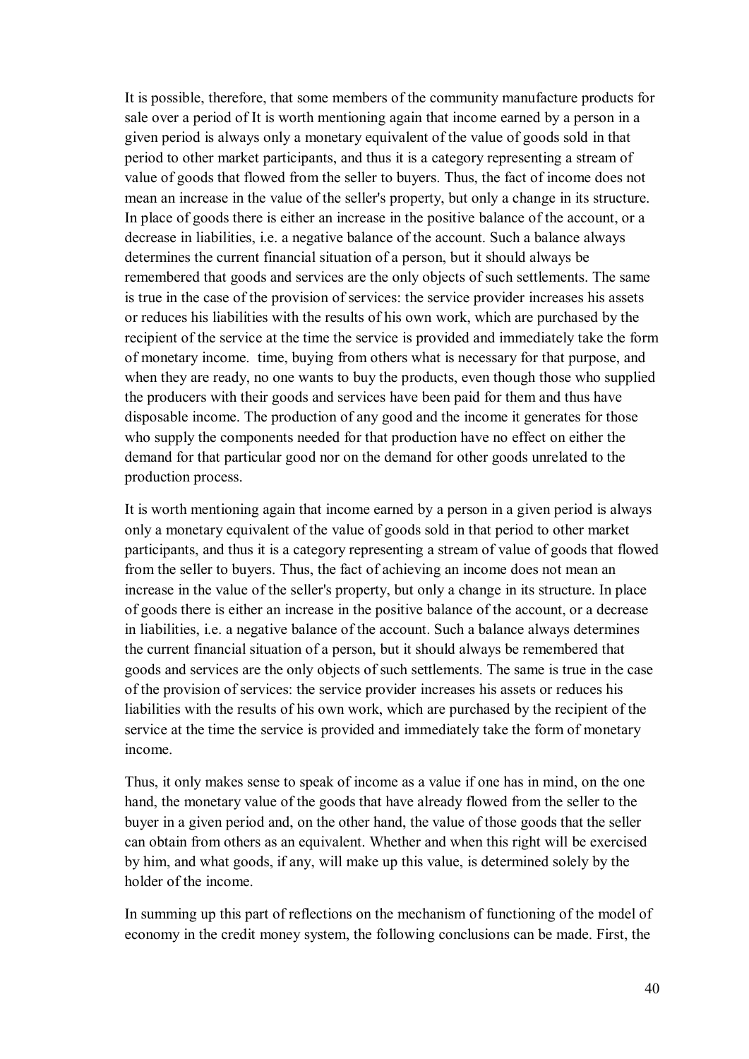It is possible, therefore, that some members of the community manufacture products for sale over a period of It is worth mentioning again that income earned by a person in a given period is always only a monetary equivalent of the value of goods sold in that period to other market participants, and thus it is a category representing a stream of value of goods that flowed from the seller to buyers. Thus, the fact of income does not mean an increase in the value of the seller's property, but only a change in its structure. In place of goods there is either an increase in the positive balance of the account, or a decrease in liabilities, i.e. a negative balance of the account. Such a balance always determines the current financial situation of a person, but it should always be remembered that goods and services are the only objects of such settlements. The same is true in the case of the provision of services: the service provider increases his assets or reduces his liabilities with the results of his own work, which are purchased by the recipient of the service at the time the service is provided and immediately take the form of monetary income. time, buying from others what is necessary for that purpose, and when they are ready, no one wants to buy the products, even though those who supplied the producers with their goods and services have been paid for them and thus have disposable income. The production of any good and the income it generates for those who supply the components needed for that production have no effect on either the demand for that particular good nor on the demand for other goods unrelated to the production process.

It is worth mentioning again that income earned by a person in a given period is always only a monetary equivalent of the value of goods sold in that period to other market participants, and thus it is a category representing a stream of value of goods that flowed from the seller to buyers. Thus, the fact of achieving an income does not mean an increase in the value of the seller's property, but only a change in its structure. In place of goods there is either an increase in the positive balance of the account, or a decrease in liabilities, i.e. a negative balance of the account. Such a balance always determines the current financial situation of a person, but it should always be remembered that goods and services are the only objects of such settlements. The same is true in the case of the provision of services: the service provider increases his assets or reduces his liabilities with the results of his own work, which are purchased by the recipient of the service at the time the service is provided and immediately take the form of monetary income.

Thus, it only makes sense to speak of income as a value if one has in mind, on the one hand, the monetary value of the goods that have already flowed from the seller to the buyer in a given period and, on the other hand, the value of those goods that the seller can obtain from others as an equivalent. Whether and when this right will be exercised by him, and what goods, if any, will make up this value, is determined solely by the holder of the income.

In summing up this part of reflections on the mechanism of functioning of the model of economy in the credit money system, the following conclusions can be made. First, the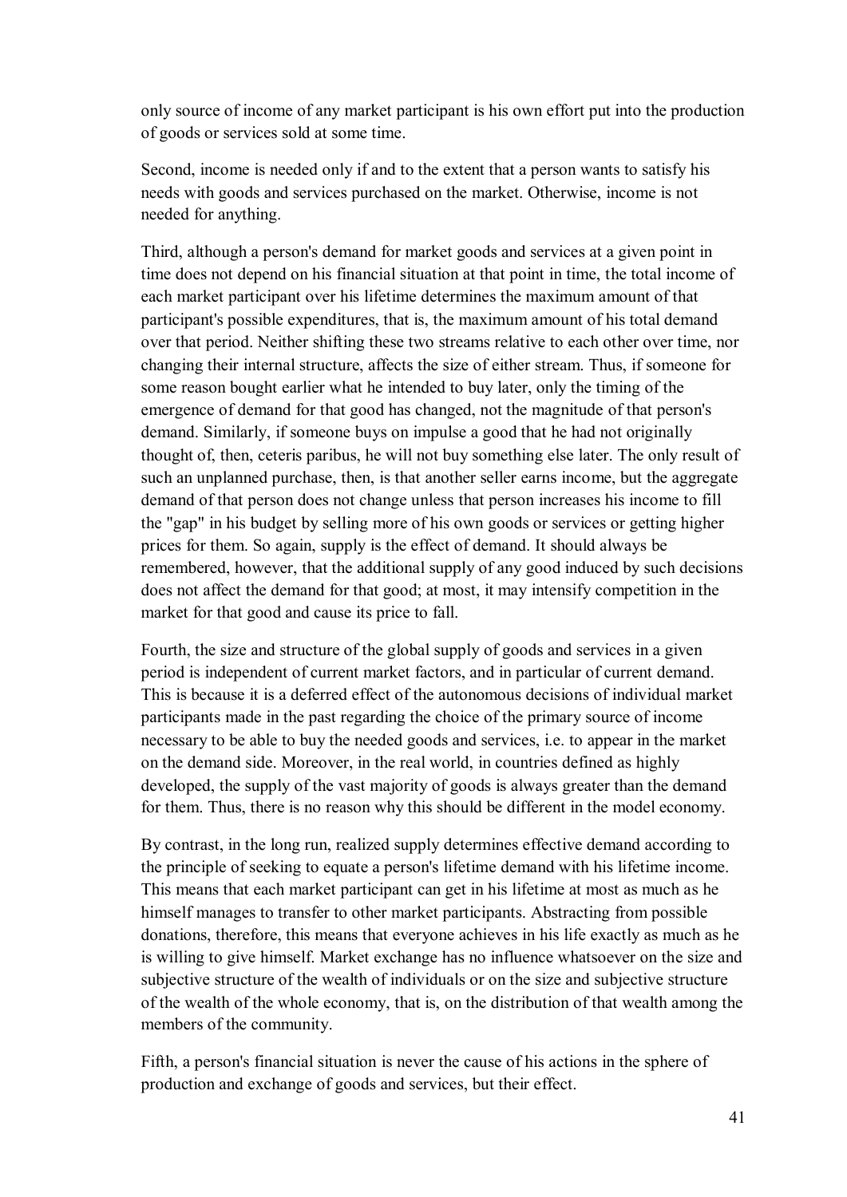only source of income of any market participant is his own effort put into the production of goods or services sold at some time.

Second, income is needed only if and to the extent that a person wants to satisfy his needs with goods and services purchased on the market. Otherwise, income is not needed for anything.

Third, although a person's demand for market goods and services at a given point in time does not depend on his financial situation at that point in time, the total income of each market participant over his lifetime determines the maximum amount of that participant's possible expenditures, that is, the maximum amount of his total demand over that period. Neither shifting these two streams relative to each other over time, nor changing their internal structure, affects the size of either stream. Thus, if someone for some reason bought earlier what he intended to buy later, only the timing of the emergence of demand for that good has changed, not the magnitude of that person's demand. Similarly, if someone buys on impulse a good that he had not originally thought of, then, ceteris paribus, he will not buy something else later. The only result of such an unplanned purchase, then, is that another seller earns income, but the aggregate demand of that person does not change unless that person increases his income to fill the "gap" in his budget by selling more of his own goods or services or getting higher prices for them. So again, supply is the effect of demand. It should always be remembered, however, that the additional supply of any good induced by such decisions does not affect the demand for that good; at most, it may intensify competition in the market for that good and cause its price to fall.

Fourth, the size and structure of the global supply of goods and services in a given period is independent of current market factors, and in particular of current demand. This is because it is a deferred effect of the autonomous decisions of individual market participants made in the past regarding the choice of the primary source of income necessary to be able to buy the needed goods and services, i.e. to appear in the market on the demand side. Moreover, in the real world, in countries defined as highly developed, the supply of the vast majority of goods is always greater than the demand for them. Thus, there is no reason why this should be different in the model economy.

By contrast, in the long run, realized supply determines effective demand according to the principle of seeking to equate a person's lifetime demand with his lifetime income. This means that each market participant can get in his lifetime at most as much as he himself manages to transfer to other market participants. Abstracting from possible donations, therefore, this means that everyone achieves in his life exactly as much as he is willing to give himself. Market exchange has no influence whatsoever on the size and subjective structure of the wealth of individuals or on the size and subjective structure of the wealth of the whole economy, that is, on the distribution of that wealth among the members of the community.

Fifth, a person's financial situation is never the cause of his actions in the sphere of production and exchange of goods and services, but their effect.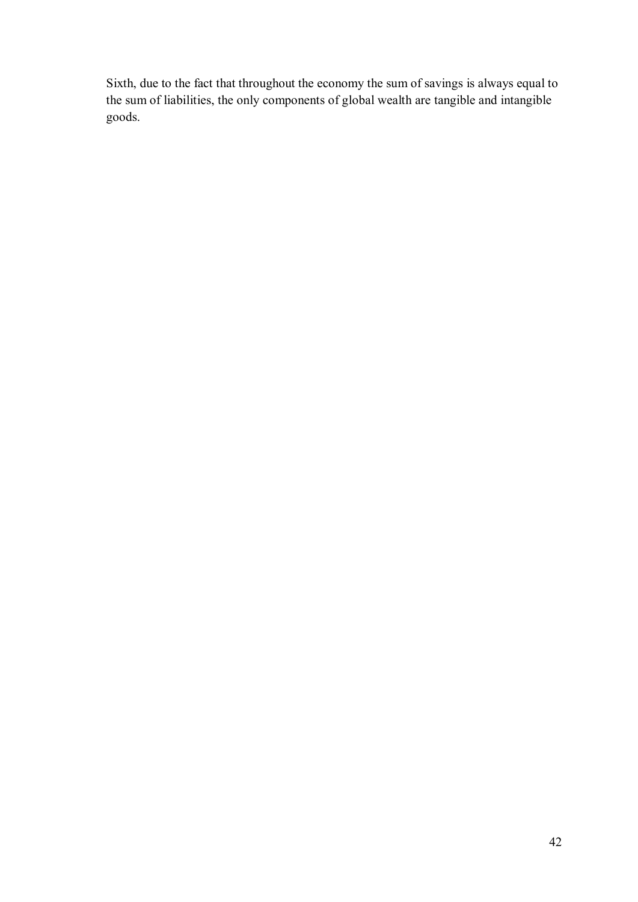Sixth, due to the fact that throughout the economy the sum of savings is always equal to the sum of liabilities, the only components of global wealth are tangible and intangible goods.